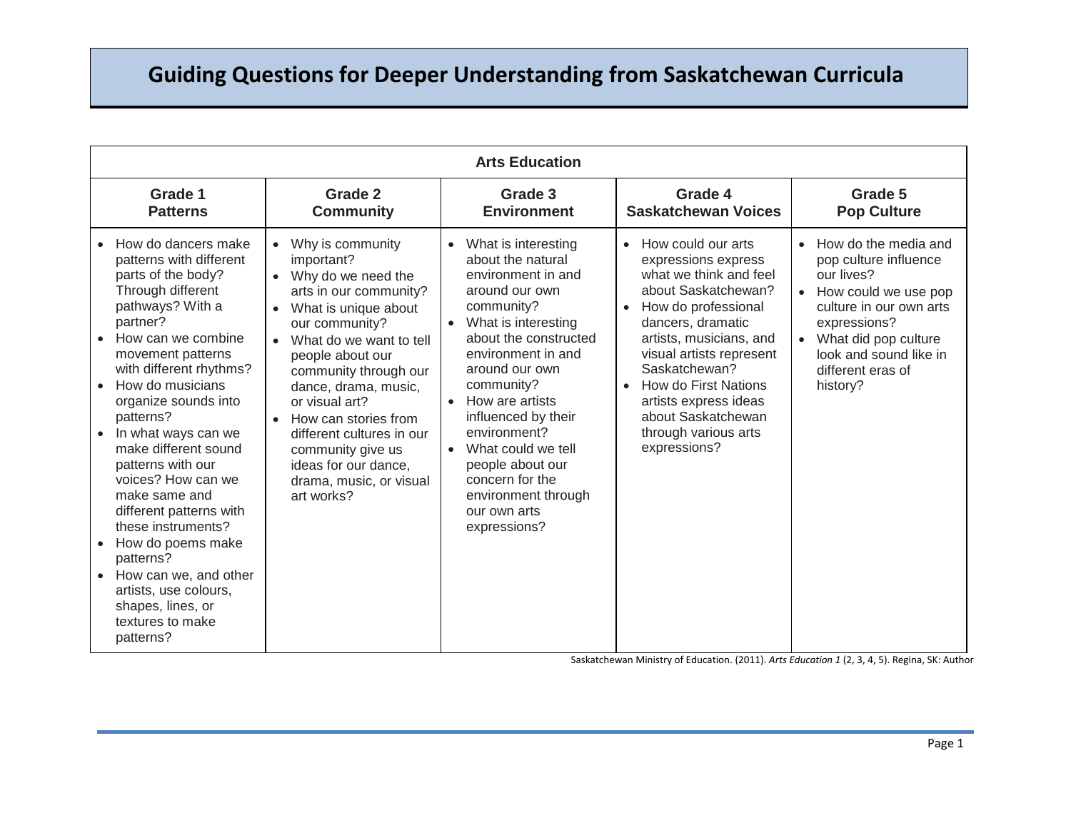# Guiding Questions for Deeper Understanding from Saskatchewan Curricula

| Arts Education | | | | |
|---|---|---|---|---|
| **Grade 1 Patterns** | **Grade 2 Community** | **Grade 3 Environment** | **Grade 4 Saskatchewan Voices** | **Grade 5 Pop Culture** |
| • How do dancers make patterns with different parts of the body? Through different pathways? With a partner?<br>• How can we combine movement patterns with different rhythms?<br>• How do musicians organize sounds into patterns?<br>• In what ways can we make different sound patterns with our voices? How can we make same and different patterns with these instruments?<br>• How do poems make patterns?<br>• How can we, and other artists, use colours, shapes, lines, or textures to make patterns? | • Why is community important?<br>• Why do we need the arts in our community?<br>• What is unique about our community?<br>• What do we want to tell people about our community through our dance, drama, music, or visual art?<br>• How can stories from different cultures in our community give us ideas for our dance, drama, music, or visual art works? | • What is interesting about the natural environment in and around our own community?<br>• What is interesting about the constructed environment in and around our own community?<br>• How are artists influenced by their environment?<br>• What could we tell people about our concern for the environment through our own arts expressions? | • How could our arts expressions express what we think and feel about Saskatchewan?<br>• How do professional dancers, dramatic artists, musicians, and visual artists represent Saskatchewan?<br>• How do First Nations artists express ideas about Saskatchewan through various arts expressions? | • How do the media and pop culture influence our lives?<br>• How could we use pop culture in our own arts expressions?<br>• What did pop culture look and sound like in different eras of history? |

Saskatchewan Ministry of Education. (2011). *Arts Education 1* (2, 3, 4, 5). Regina, SK: Author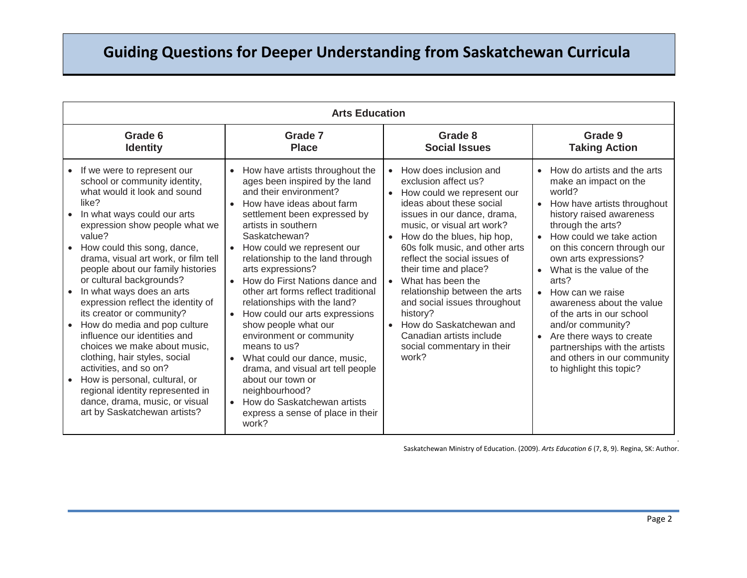# Guiding Questions for Deeper Understanding from Saskatchewan Curricula

| Arts Education | | | |
|---|---|---|---|
| **Grade 6**<br>**Identity** | **Grade 7**<br>**Place** | **Grade 8**<br>**Social Issues** | **Grade 9**<br>**Taking Action** |
| • If we were to represent our school or community identity, what would it look and sound like?<br>• In what ways could our arts expression show people what we value?<br>• How could this song, dance, drama, visual art work, or film tell people about our family histories or cultural backgrounds?<br>• In what ways does an arts expression reflect the identity of its creator or community?<br>• How do media and pop culture influence our identities and choices we make about music, clothing, hair styles, social activities, and so on?<br>• How is personal, cultural, or regional identity represented in dance, drama, music, or visual art by Saskatchewan artists? | • How have artists throughout the ages been inspired by the land and their environment?<br>• How have ideas about farm settlement been expressed by artists in southern Saskatchewan?<br>• How could we represent our relationship to the land through arts expressions?<br>• How do First Nations dance and other art forms reflect traditional relationships with the land?<br>• How could our arts expressions show people what our environment or community means to us?<br>• What could our dance, music, drama, and visual art tell people about our town or neighbourhood?<br>• How do Saskatchewan artists express a sense of place in their work? | • How does inclusion and exclusion affect us?<br>• How could we represent our ideas about these social issues in our dance, drama, music, or visual art work?<br>• How do the blues, hip hop, 60s folk music, and other arts reflect the social issues of their time and place?<br>• What has been the relationship between the arts and social issues throughout history?<br>• How do Saskatchewan and Canadian artists include social commentary in their work? | • How do artists and the arts make an impact on the world?<br>• How have artists throughout history raised awareness through the arts?<br>• How could we take action on this concern through our own arts expressions?<br>• What is the value of the arts?<br>• How can we raise awareness about the value of the arts in our school and/or community?<br>• Are there ways to create partnerships with the artists and others in our community to highlight this topic? |

Saskatchewan Ministry of Education. (2009). *Arts Education 6* (7, 8, 9). Regina, SK: Author.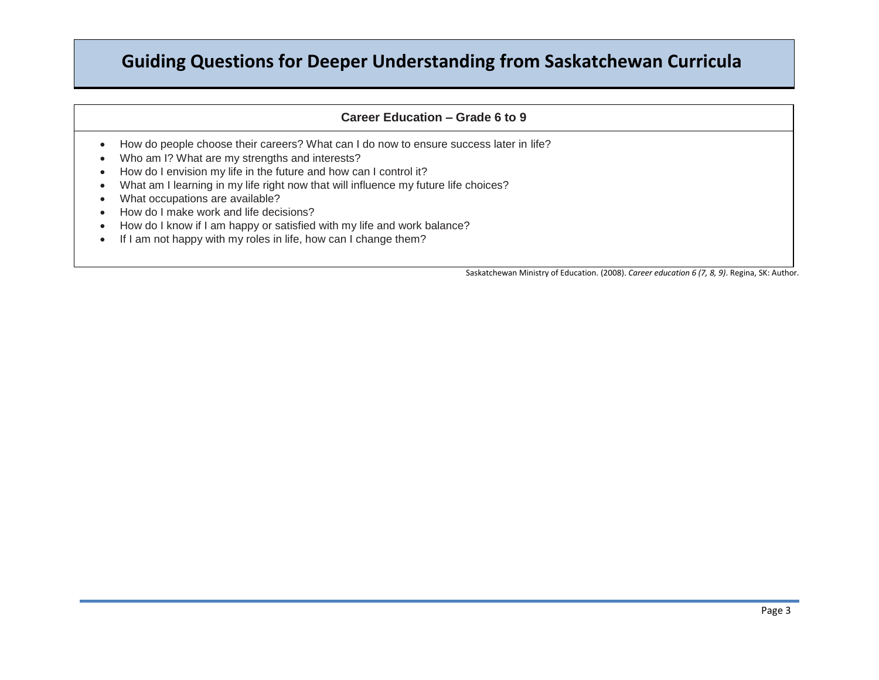# Guiding Questions for Deeper Understanding from Saskatchewan Curricula

## Career Education – Grade 6 to 9

- How do people choose their careers? What can I do now to ensure success later in life?
- Who am I? What are my strengths and interests?
- How do I envision my life in the future and how can I control it?
- What am I learning in my life right now that will influence my future life choices?
- What occupations are available?
- How do I make work and life decisions?
- How do I know if I am happy or satisfied with my life and work balance?
- If I am not happy with my roles in life, how can I change them?

Saskatchewan Ministry of Education. (2008). *Career education 6 (7, 8, 9)*. Regina, SK: Author.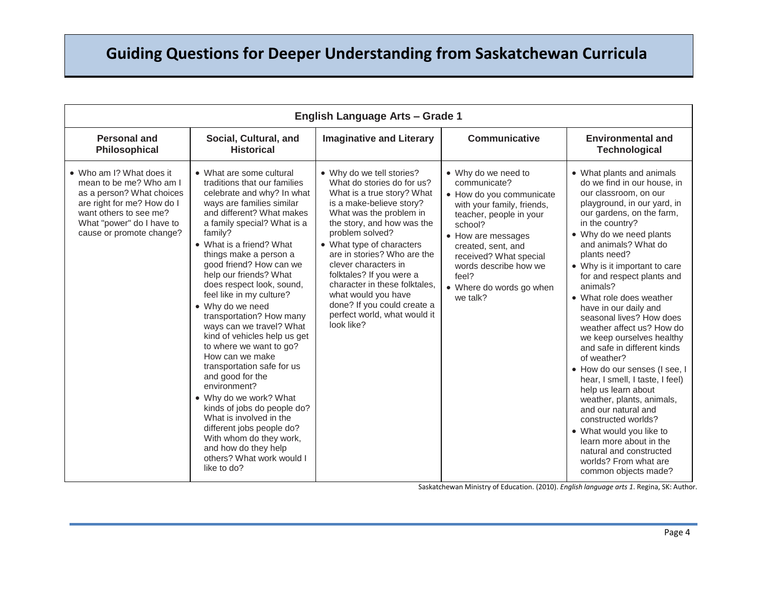# Guiding Questions for Deeper Understanding from Saskatchewan Curricula

| English Language Arts – Grade 1 | | | | |
|---|---|---|---|---|
| **Personal and Philosophical** | **Social, Cultural, and Historical** | **Imaginative and Literary** | **Communicative** | **Environmental and Technological** |
| • Who am I? What does it mean to be me? Who am I as a person? What choices are right for me? How do I want others to see me? What "power" do I have to cause or promote change? | • What are some cultural traditions that our families celebrate and why? In what ways are families similar and different? What makes a family special? What is a family?<br>• What is a friend? What things make a person a good friend? How can we help our friends? What does respect look, sound, feel like in my culture?<br>• Why do we need transportation? How many ways can we travel? What kind of vehicles help us get to where we want to go? How can we make transportation safe for us and good for the environment?<br>• Why do we work? What kinds of jobs do people do? What is involved in the different jobs people do? With whom do they work, and how do they help others? What work would I like to do? | • Why do we tell stories? What do stories do for us? What is a true story? What is a make-believe story? What was the problem in the story, and how was the problem solved?<br>• What type of characters are in stories? Who are the clever characters in folktales? If you were a character in these folktales, what would you have done? If you could create a perfect world, what would it look like? | • Why do we need to communicate?<br>• How do you communicate with your family, friends, teacher, people in your school?<br>• How are messages created, sent, and received? What special words describe how we feel?<br>• Where do words go when we talk? | • What plants and animals do we find in our house, in our classroom, on our playground, in our yard, in our gardens, on the farm, in the country?<br>• Why do we need plants and animals? What do plants need?<br>• Why is it important to care for and respect plants and animals?<br>• What role does weather have in our daily and seasonal lives? How does weather affect us? How do we keep ourselves healthy and safe in different kinds of weather?<br>• How do our senses (I see, I hear, I smell, I taste, I feel) help us learn about weather, plants, animals, and our natural and constructed worlds?<br>• What would you like to learn more about in the natural and constructed worlds? From what are common objects made? |

Saskatchewan Ministry of Education. (2010). *English language arts 1*. Regina, SK: Author.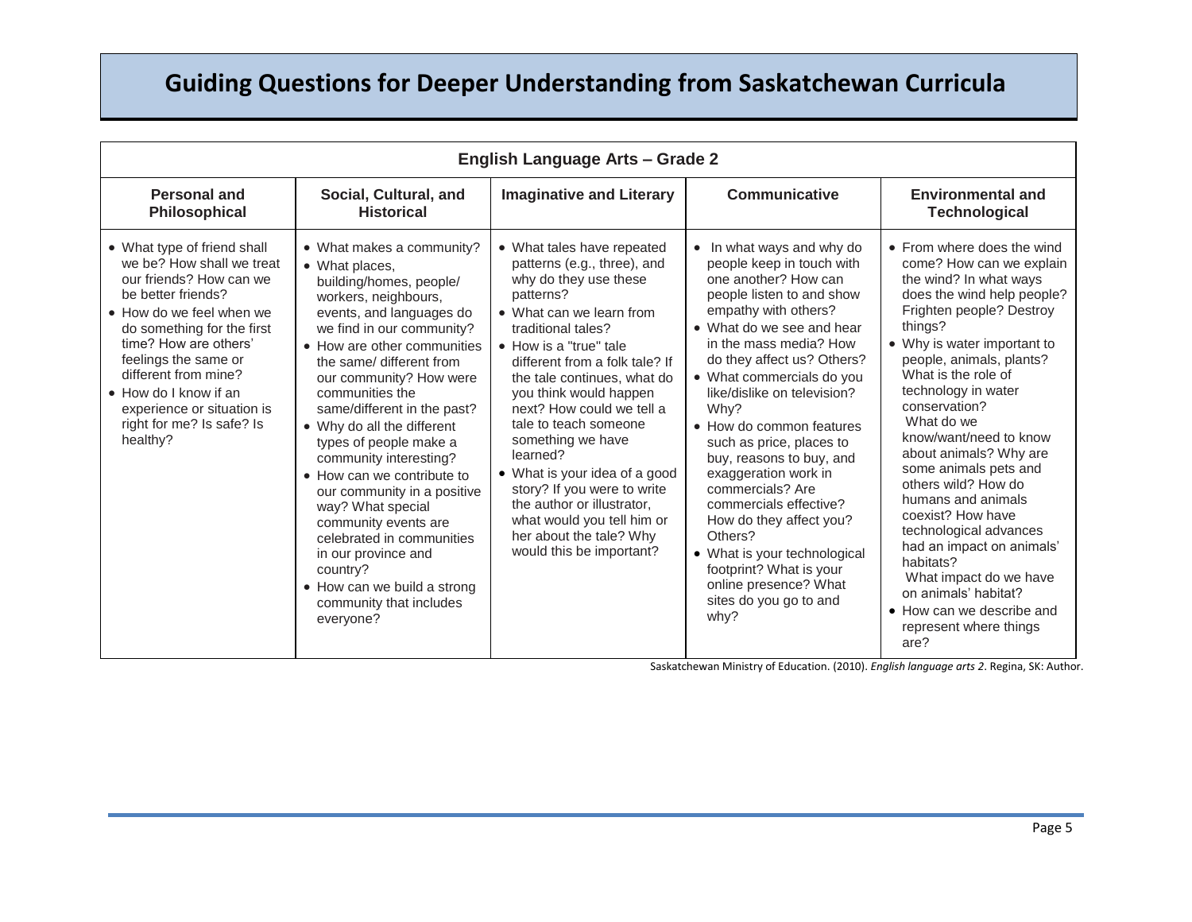# Guiding Questions for Deeper Understanding from Saskatchewan Curricula

| English Language Arts – Grade 2 | | | | |
|---|---|---|---|---|
| **Personal and Philosophical** | **Social, Cultural, and Historical** | **Imaginative and Literary** | **Communicative** | **Environmental and Technological** |
| • What type of friend shall we be? How shall we treat our friends? How can we be better friends?<br>• How do we feel when we do something for the first time? How are others' feelings the same or different from mine?<br>• How do I know if an experience or situation is right for me? Is safe? Is healthy? | • What makes a community?<br>• What places, building/homes, people/ workers, neighbours, events, and languages do we find in our community?<br>• How are other communities the same/ different from our community? How were communities the same/different in the past?<br>• Why do all the different types of people make a community interesting?<br>• How can we contribute to our community in a positive way? What special community events are celebrated in communities in our province and country?<br>• How can we build a strong community that includes everyone? | • What tales have repeated patterns (e.g., three), and why do they use these patterns?<br>• What can we learn from traditional tales?<br>• How is a "true" tale different from a folk tale? If the tale continues, what do you think would happen next? How could we tell a tale to teach someone something we have learned?<br>• What is your idea of a good story? If you were to write the author or illustrator, what would you tell him or her about the tale? Why would this be important? | • In what ways and why do people keep in touch with one another? How can people listen to and show empathy with others?<br>• What do we see and hear in the mass media? How do they affect us? Others?<br>• What commercials do you like/dislike on television? Why?<br>• How do common features such as price, places to buy, reasons to buy, and exaggeration work in commercials? Are commercials effective? How do they affect you? Others?<br>• What is your technological footprint? What is your online presence? What sites do you go to and why? | • From where does the wind come? How can we explain the wind? In what ways does the wind help people? Frighten people? Destroy things?<br>• Why is water important to people, animals, plants? What is the role of technology in water conservation? What do we know/want/need to know about animals? Why are some animals pets and others wild? How do humans and animals coexist? How have technological advances had an impact on animals' habitats? What impact do we have on animals' habitat?<br>• How can we describe and represent where things are? |

Saskatchewan Ministry of Education. (2010). *English language arts 2*. Regina, SK: Author.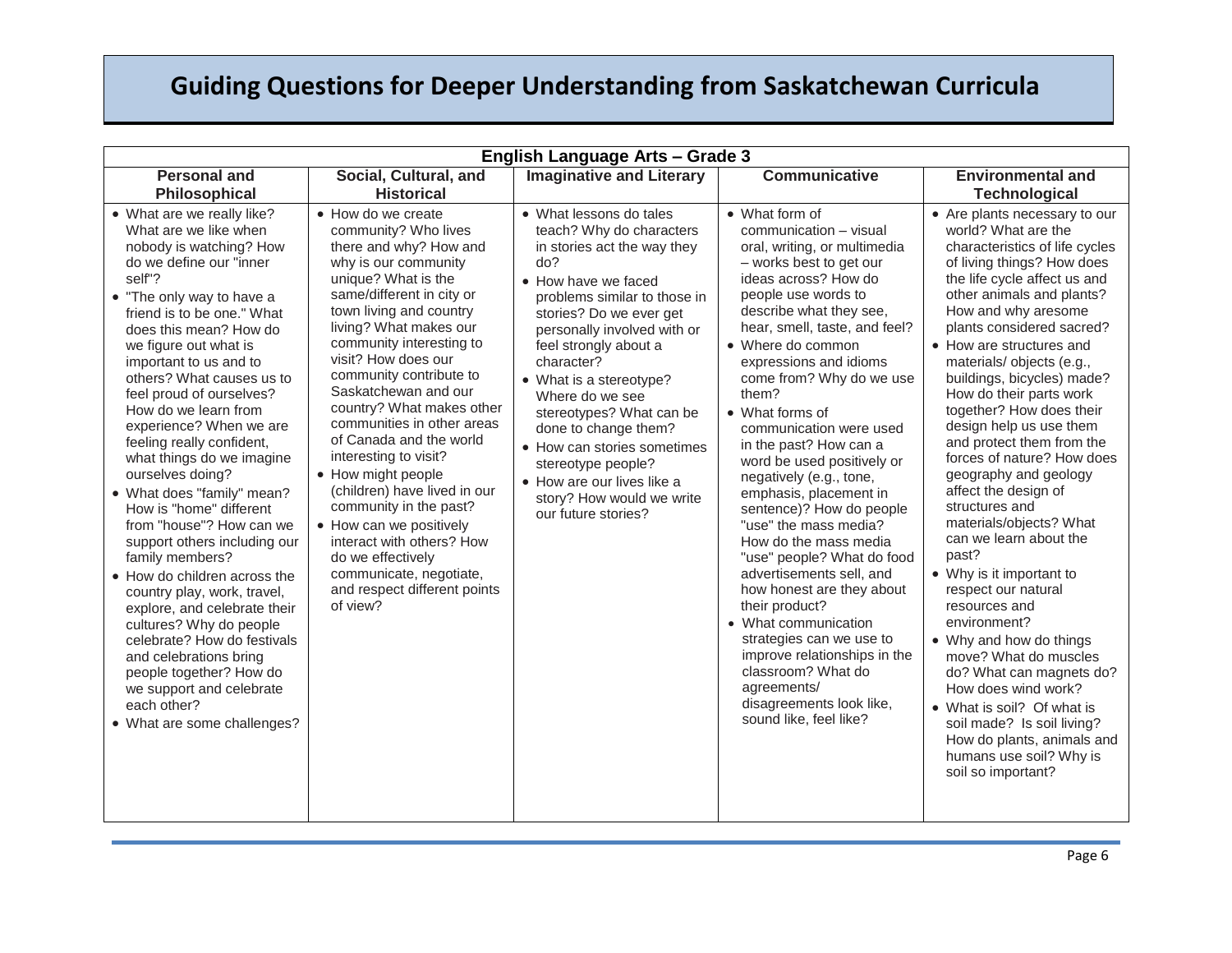# Guiding Questions for Deeper Understanding from Saskatchewan Curricula

| English Language Arts – Grade 3 | | | | |
|---|---|---|---|---|
| **Personal and Philosophical** | **Social, Cultural, and Historical** | **Imaginative and Literary** | **Communicative** | **Environmental and Technological** |
| • What are we really like? What are we like when nobody is watching? How do we define our "inner self"?<br>• "The only way to have a friend is to be one." What does this mean? How do we figure out what is important to us and to others? What causes us to feel proud of ourselves? How do we learn from experience? When we are feeling really confident, what things do we imagine ourselves doing?<br>• What does "family" mean? How is "home" different from "house"? How can we support others including our family members?<br>• How do children across the country play, work, travel, explore, and celebrate their cultures? Why do people celebrate? How do festivals and celebrations bring people together? How do we support and celebrate each other?<br>• What are some challenges? | • How do we create community? Who lives there and why? How and why is our community unique? What is the same/different in city or town living and country living? What makes our community interesting to visit? How does our community contribute to Saskatchewan and our country? What makes other communities in other areas of Canada and the world interesting to visit?<br>• How might people (children) have lived in our community in the past?<br>• How can we positively interact with others? How do we effectively communicate, negotiate, and respect different points of view? | • What lessons do tales teach? Why do characters in stories act the way they do?<br>• How have we faced problems similar to those in stories? Do we ever get personally involved with or feel strongly about a character?<br>• What is a stereotype? Where do we see stereotypes? What can be done to change them?<br>• How can stories sometimes stereotype people?<br>• How are our lives like a story? How would we write our future stories? | • What form of communication – visual oral, writing, or multimedia – works best to get our ideas across? How do people use words to describe what they see, hear, smell, taste, and feel?<br>• Where do common expressions and idioms come from? Why do we use them?<br>• What forms of communication were used in the past? How can a word be used positively or negatively (e.g., tone, emphasis, placement in sentence)? How do people "use" the mass media? How do the mass media "use" people? What do food advertisements sell, and how honest are they about their product?<br>• What communication strategies can we use to improve relationships in the classroom? What do agreements/ disagreements look like, sound like, feel like? | • Are plants necessary to our world? What are the characteristics of life cycles of living things? How does the life cycle affect us and other animals and plants? How and why aresome plants considered sacred?<br>• How are structures and materials/ objects (e.g., buildings, bicycles) made? How do their parts work together? How does their design help us use them and protect them from the forces of nature? How does geography and geology affect the design of structures and materials/objects? What can we learn about the past?<br>• Why is it important to respect our natural resources and environment?<br>• Why and how do things move? What do muscles do? What can magnets do? How does wind work?<br>• What is soil? Of what is soil made? Is soil living? How do plants, animals and humans use soil? Why is soil so important? |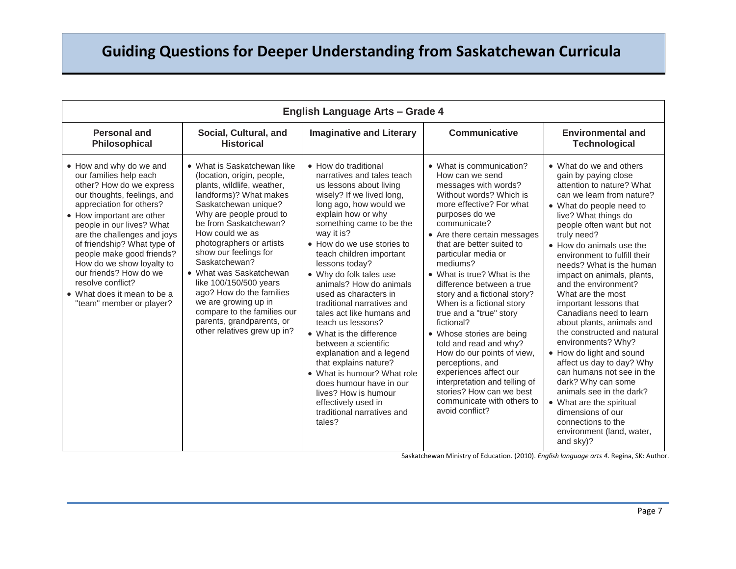# Guiding Questions for Deeper Understanding from Saskatchewan Curricula

| English Language Arts – Grade 4 | | | | |
|---|---|---|---|---|
| **Personal and Philosophical** | **Social, Cultural, and Historical** | **Imaginative and Literary** | **Communicative** | **Environmental and Technological** |
| • How and why do we and our families help each other? How do we express our thoughts, feelings, and appreciation for others?<br>• How important are other people in our lives? What are the challenges and joys of friendship? What type of people make good friends? How do we show loyalty to our friends? How do we resolve conflict?<br>• What does it mean to be a "team" member or player? | • What is Saskatchewan like (location, origin, people, plants, wildlife, weather, landforms)? What makes Saskatchewan unique? Why are people proud to be from Saskatchewan? How could we as photographers or artists show our feelings for Saskatchewan?<br>• What was Saskatchewan like 100/150/500 years ago? How do the families we are growing up in compare to the families our parents, grandparents, or other relatives grew up in? | • How do traditional narratives and tales teach us lessons about living wisely? If we lived long, long ago, how would we explain how or why something came to be the way it is?<br>• How do we use stories to teach children important lessons today?<br>• Why do folk tales use animals? How do animals used as characters in traditional narratives and tales act like humans and teach us lessons?<br>• What is the difference between a scientific explanation and a legend that explains nature?<br>• What is humour? What role does humour have in our lives? How is humour effectively used in traditional narratives and tales? | • What is communication? How can we send messages with words? Without words? Which is more effective? For what purposes do we communicate?<br>• Are there certain messages that are better suited to particular media or mediums?<br>• What is true? What is the difference between a true story and a fictional story? When is a fictional story true and a "true" story fictional?<br>• Whose stories are being told and read and why? How do our points of view, perceptions, and experiences affect our interpretation and telling of stories? How can we best communicate with others to avoid conflict? | • What do we and others gain by paying close attention to nature? What can we learn from nature?<br>• What do people need to live? What things do people often want but not truly need?<br>• How do animals use the environment to fulfill their needs? What is the human impact on animals, plants, and the environment? What are the most important lessons that Canadians need to learn about plants, animals and the constructed and natural environments? Why?<br>• How do light and sound affect us day to day? Why can humans not see in the dark? Why can some animals see in the dark?<br>• What are the spiritual dimensions of our connections to the environment (land, water, and sky)? |

Saskatchewan Ministry of Education. (2010). *English language arts 4*. Regina, SK: Author.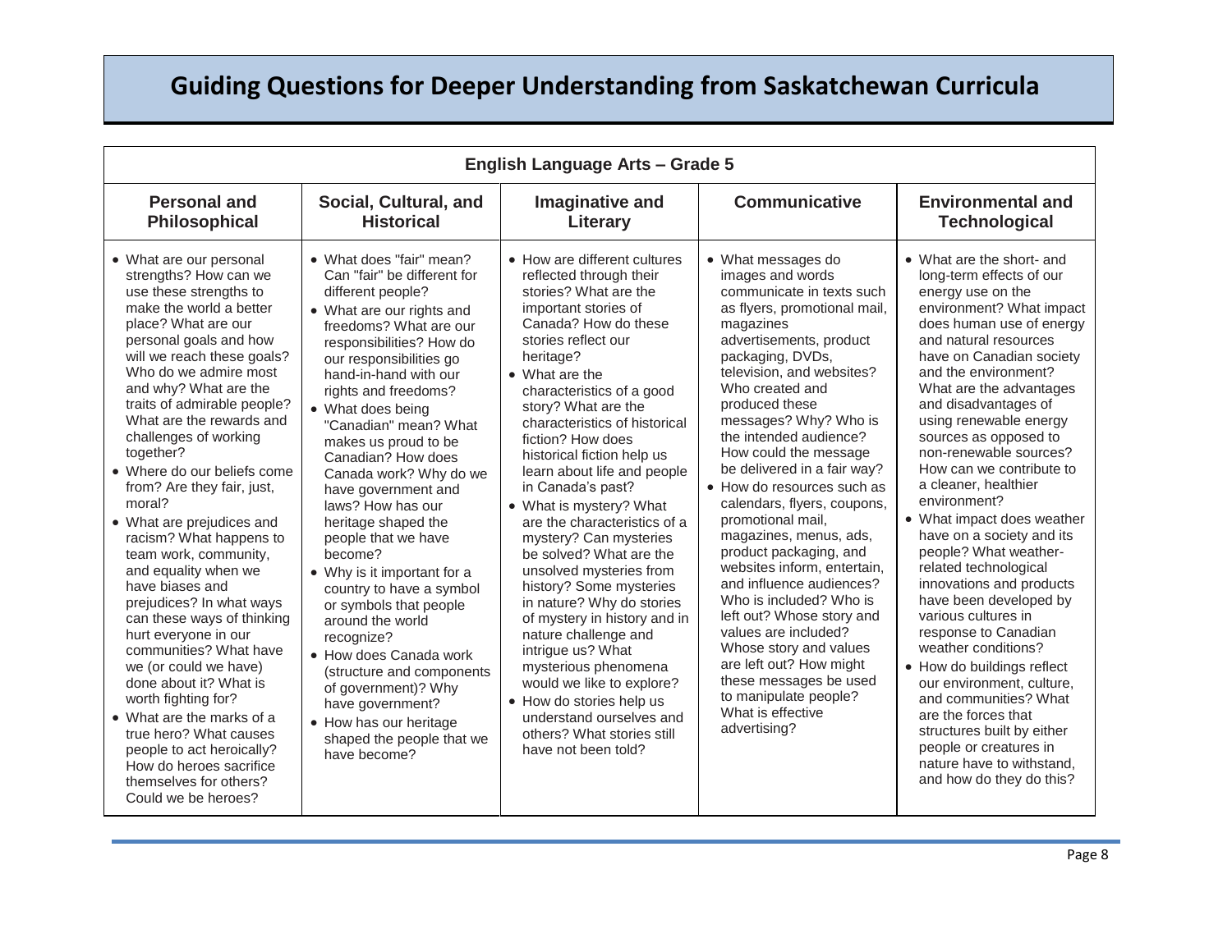# Guiding Questions for Deeper Understanding from Saskatchewan Curricula

| English Language Arts – Grade 5 | | | | |
|---|---|---|---|---|
| **Personal and Philosophical** | **Social, Cultural, and Historical** | **Imaginative and Literary** | **Communicative** | **Environmental and Technological** |
| • What are our personal strengths? How can we use these strengths to make the world a better place? What are our personal goals and how will we reach these goals? Who do we admire most and why? What are the traits of admirable people? What are the rewards and challenges of working together?<br>• Where do our beliefs come from? Are they fair, just, moral?<br>• What are prejudices and racism? What happens to team work, community, and equality when we have biases and prejudices? In what ways can these ways of thinking hurt everyone in our communities? What have we (or could we have) done about it? What is worth fighting for?<br>• What are the marks of a true hero? What causes people to act heroically? How do heroes sacrifice themselves for others? Could we be heroes? | • What does "fair" mean? Can "fair" be different for different people?<br>• What are our rights and freedoms? What are our responsibilities? How do our responsibilities go hand-in-hand with our rights and freedoms?<br>• What does being "Canadian" mean? What makes us proud to be Canadian? How does Canada work? Why do we have government and laws? How has our heritage shaped the people that we have become?<br>• Why is it important for a country to have a symbol or symbols that people around the world recognize?<br>• How does Canada work (structure and components of government)? Why have government?<br>• How has our heritage shaped the people that we have become? | • How are different cultures reflected through their stories? What are the important stories of Canada? How do these stories reflect our heritage?<br>• What are the characteristics of a good story? What are the characteristics of historical fiction? How does historical fiction help us learn about life and people in Canada's past?<br>• What is mystery? What are the characteristics of a mystery? Can mysteries be solved? What are the unsolved mysteries from history? Some mysteries in nature? Why do stories of mystery in history and in nature challenge and intrigue us? What mysterious phenomena would we like to explore?<br>• How do stories help us understand ourselves and others? What stories still have not been told? | • What messages do images and words communicate in texts such as flyers, promotional mail, magazines advertisements, product packaging, DVDs, television, and websites? Who created and produced these messages? Why? Who is the intended audience? How could the message be delivered in a fair way?<br>• How do resources such as calendars, flyers, coupons, promotional mail, magazines, menus, ads, product packaging, and websites inform, entertain, and influence audiences? Who is included? Who is left out? Whose story and values are included? Whose story and values are left out? How might these messages be used to manipulate people? What is effective advertising? | • What are the short- and long-term effects of our energy use on the environment? What impact does human use of energy and natural resources have on Canadian society and the environment? What are the advantages and disadvantages of using renewable energy sources as opposed to non-renewable sources? How can we contribute to a cleaner, healthier environment?<br>• What impact does weather have on a society and its people? What weather-related technological innovations and products have been developed by various cultures in response to Canadian weather conditions?<br>• How do buildings reflect our environment, culture, and communities? What are the forces that structures built by either people or creatures in nature have to withstand, and how do they do this? |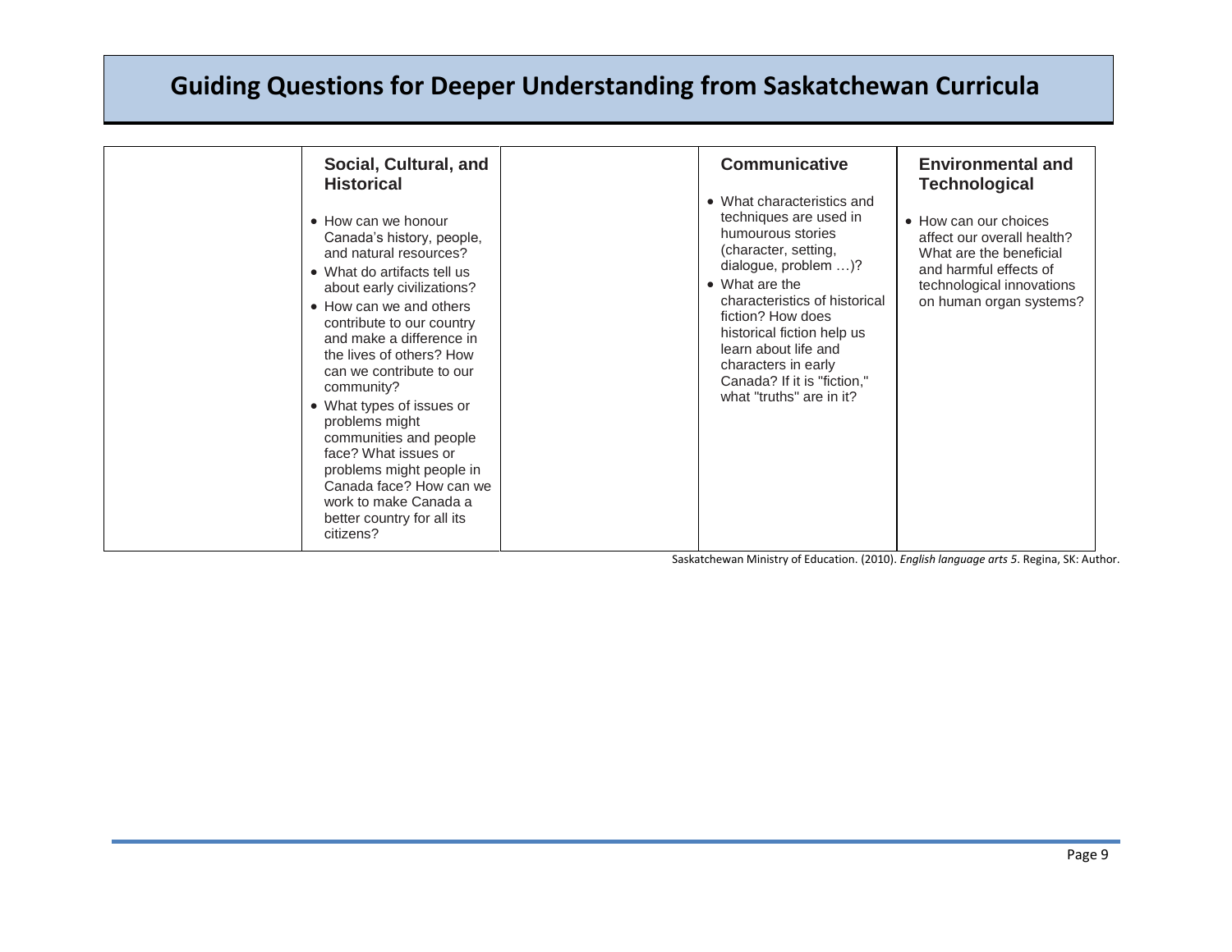# Guiding Questions for Deeper Understanding from Saskatchewan Curricula

| | Social, Cultural, and Historical | | Communicative | Environmental and Technological |
|---|---|---|---|---|
| | • How can we honour Canada's history, people, and natural resources?<br>• What do artifacts tell us about early civilizations?<br>• How can we and others contribute to our country and make a difference in the lives of others? How can we contribute to our community?<br>• What types of issues or problems might communities and people face? What issues or problems might people in Canada face? How can we work to make Canada a better country for all its citizens? | | • What characteristics and techniques are used in humourous stories (character, setting, dialogue, problem …)?<br>• What are the characteristics of historical fiction? How does historical fiction help us learn about life and characters in early Canada? If it is "fiction," what "truths" are in it? | • How can our choices affect our overall health? What are the beneficial and harmful effects of technological innovations on human organ systems? |

Saskatchewan Ministry of Education. (2010). *English language arts 5*. Regina, SK: Author.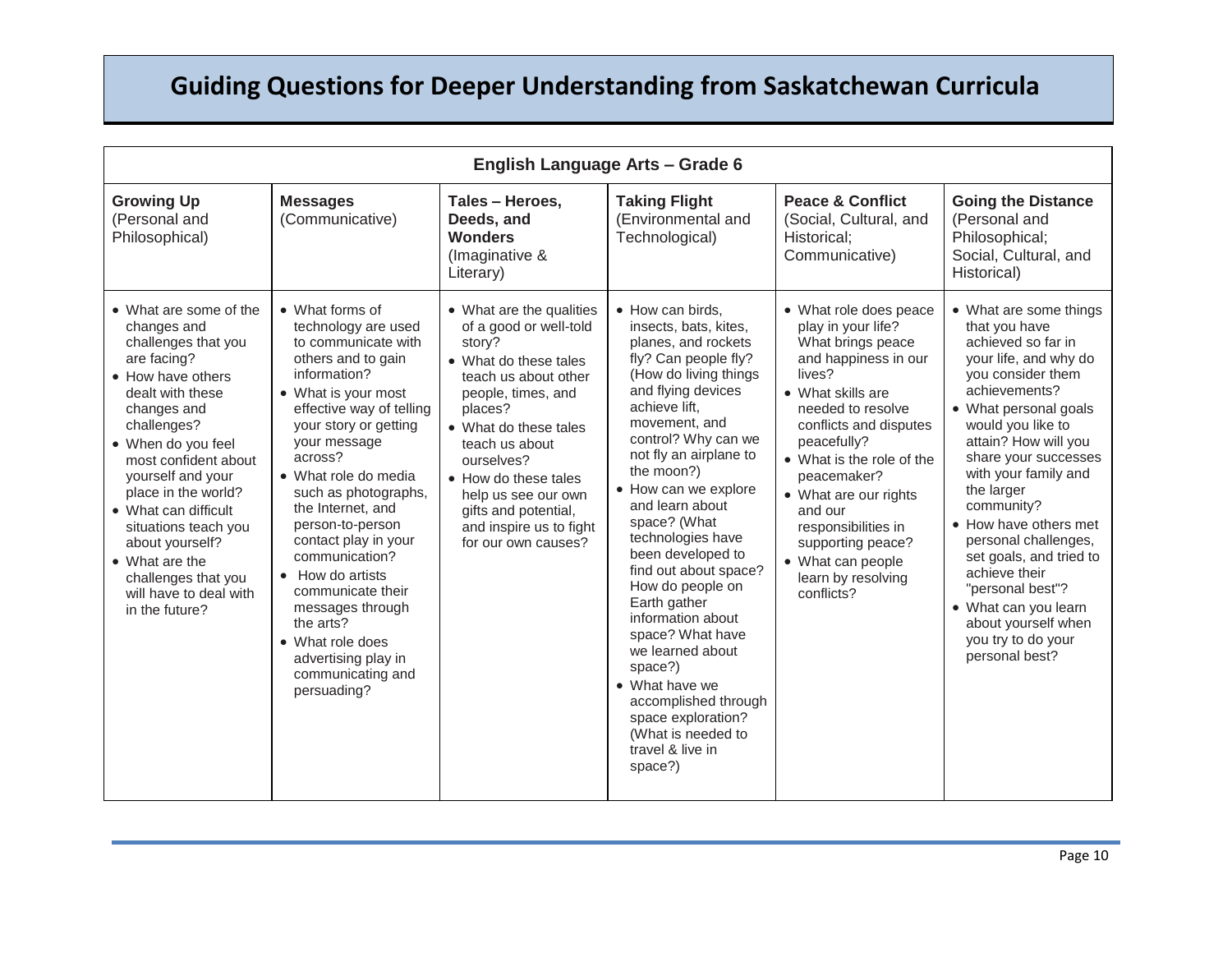# Guiding Questions for Deeper Understanding from Saskatchewan Curricula

**English Language Arts – Grade 6**

| **Growing Up** (Personal and Philosophical) | **Messages** (Communicative) | **Tales – Heroes, Deeds, and Wonders** (Imaginative & Literary) | **Taking Flight** (Environmental and Technological) | **Peace & Conflict** (Social, Cultural, and Historical; Communicative) | **Going the Distance** (Personal and Philosophical; Social, Cultural, and Historical) |
|---|---|---|---|---|---|
| • What are some of the changes and challenges that you are facing?<br>• How have others dealt with these changes and challenges?<br>• When do you feel most confident about yourself and your place in the world?<br>• What can difficult situations teach you about yourself?<br>• What are the challenges that you will have to deal with in the future? | • What forms of technology are used to communicate with others and to gain information?<br>• What is your most effective way of telling your story or getting your message across?<br>• What role do media such as photographs, the Internet, and person-to-person contact play in your communication?<br>• How do artists communicate their messages through the arts?<br>• What role does advertising play in communicating and persuading? | • What are the qualities of a good or well-told story?<br>• What do these tales teach us about other people, times, and places?<br>• What do these tales teach us about ourselves?<br>• How do these tales help us see our own gifts and potential, and inspire us to fight for our own causes? | • How can birds, insects, bats, kites, planes, and rockets fly? Can people fly? (How do living things and flying devices achieve lift, movement, and control? Why can we not fly an airplane to the moon?)<br>• How can we explore and learn about space? (What technologies have been developed to find out about space? How do people on Earth gather information about space? What have we learned about space?)<br>• What have we accomplished through space exploration? (What is needed to travel & live in space?) | • What role does peace play in your life? What brings peace and happiness in our lives?<br>• What skills are needed to resolve conflicts and disputes peacefully?<br>• What is the role of the peacemaker?<br>• What are our rights and our responsibilities in supporting peace?<br>• What can people learn by resolving conflicts? | • What are some things that you have achieved so far in your life, and why do you consider them achievements?<br>• What personal goals would you like to attain? How will you share your successes with your family and the larger community?<br>• How have others met personal challenges, set goals, and tried to achieve their "personal best"?<br>• What can you learn about yourself when you try to do your personal best? |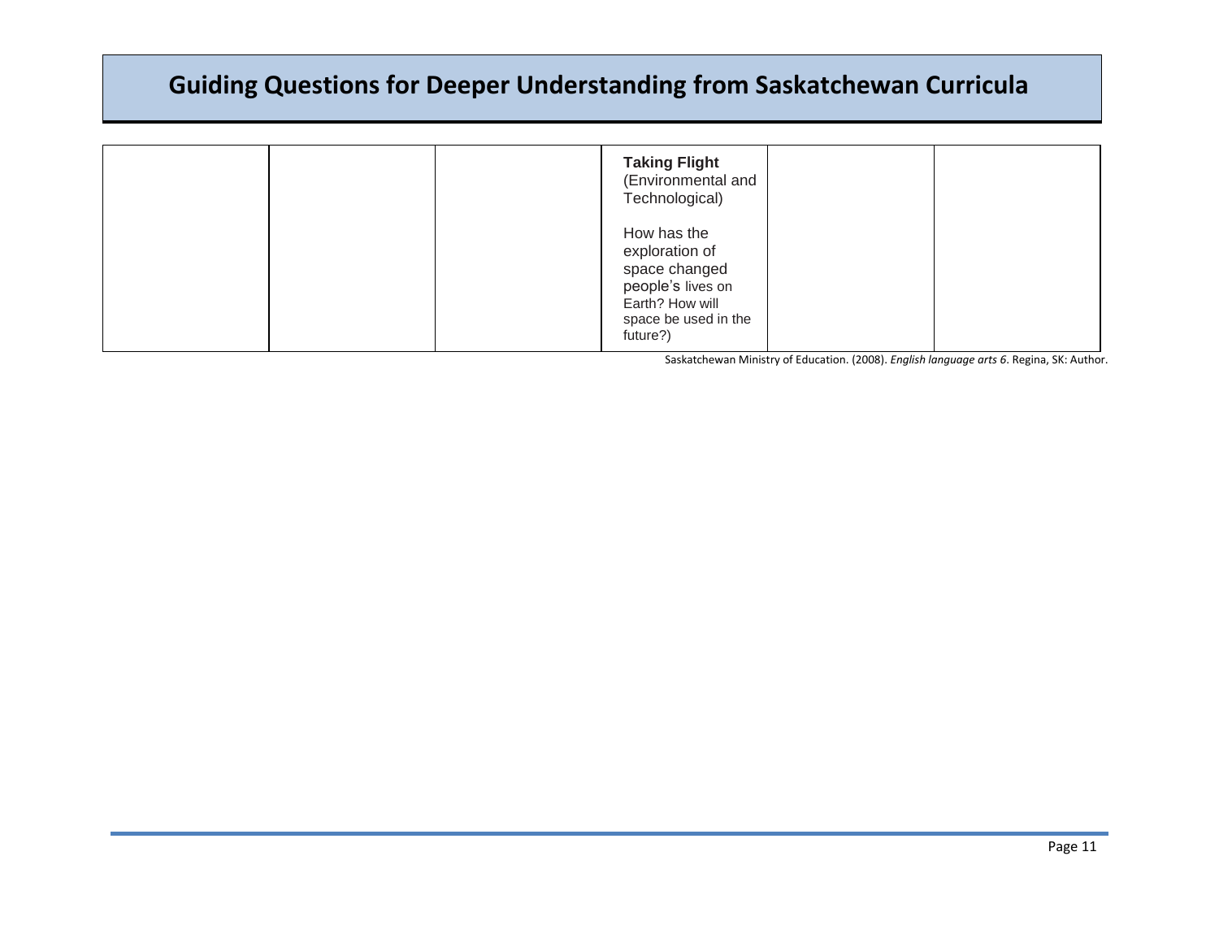# Guiding Questions for Deeper Understanding from Saskatchewan Curricula

| | | | | | |
|---|---|---|---|---|---|
| | | | **Taking Flight** (Environmental and Technological)<br><br>How has the exploration of space changed people's lives on Earth? How will space be used in the future?) | | |

Saskatchewan Ministry of Education. (2008). *English language arts 6*. Regina, SK: Author.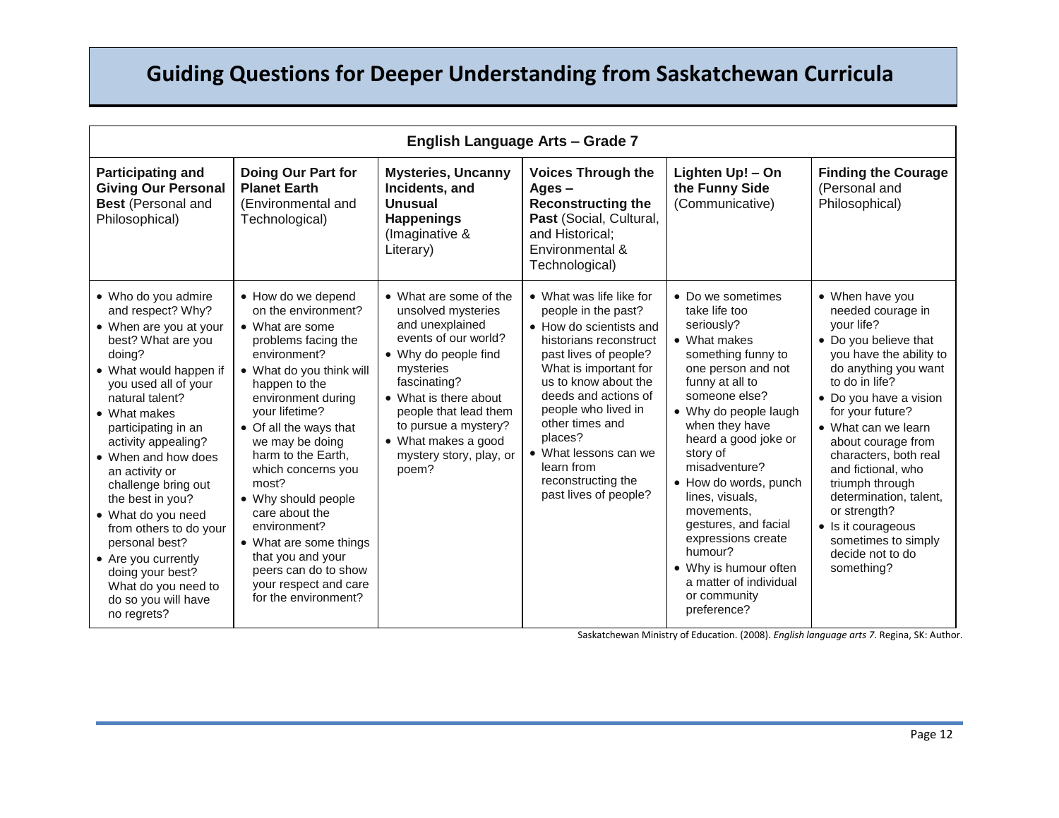# Guiding Questions for Deeper Understanding from Saskatchewan Curricula

| English Language Arts – Grade 7 | | | | | |
|---|---|---|---|---|---|
| **Participating and Giving Our Personal Best** (Personal and Philosophical) | **Doing Our Part for Planet Earth** (Environmental and Technological) | **Mysteries, Uncanny Incidents, and Unusual Happenings** (Imaginative & Literary) | **Voices Through the Ages – Reconstructing the Past** (Social, Cultural, and Historical; Environmental & Technological) | **Lighten Up! – On the Funny Side** (Communicative) | **Finding the Courage** (Personal and Philosophical) |
| • Who do you admire and respect? Why?<br>• When are you at your best? What are you doing?<br>• What would happen if you used all of your natural talent?<br>• What makes participating in an activity appealing?<br>• When and how does an activity or challenge bring out the best in you?<br>• What do you need from others to do your personal best?<br>• Are you currently doing your best? What do you need to do so you will have no regrets? | • How do we depend on the environment?<br>• What are some problems facing the environment?<br>• What do you think will happen to the environment during your lifetime?<br>• Of all the ways that we may be doing harm to the Earth, which concerns you most?<br>• Why should people care about the environment?<br>• What are some things that you and your peers can do to show your respect and care for the environment? | • What are some of the unsolved mysteries and unexplained events of our world?<br>• Why do people find mysteries fascinating?<br>• What is there about people that lead them to pursue a mystery?<br>• What makes a good mystery story, play, or poem? | • What was life like for people in the past?<br>• How do scientists and historians reconstruct past lives of people? What is important for us to know about the deeds and actions of people who lived in other times and places?<br>• What lessons can we learn from reconstructing the past lives of people? | • Do we sometimes take life too seriously?<br>• What makes something funny to one person and not funny at all to someone else?<br>• Why do people laugh when they have heard a good joke or story of misadventure?<br>• How do words, punch lines, visuals, movements, gestures, and facial expressions create humour?<br>• Why is humour often a matter of individual or community preference? | • When have you needed courage in your life?<br>• Do you believe that you have the ability to do anything you want to do in life?<br>• Do you have a vision for your future?<br>• What can we learn about courage from characters, both real and fictional, who triumph through determination, talent, or strength?<br>• Is it courageous sometimes to simply decide not to do something? |

Saskatchewan Ministry of Education. (2008). *English language arts 7*. Regina, SK: Author.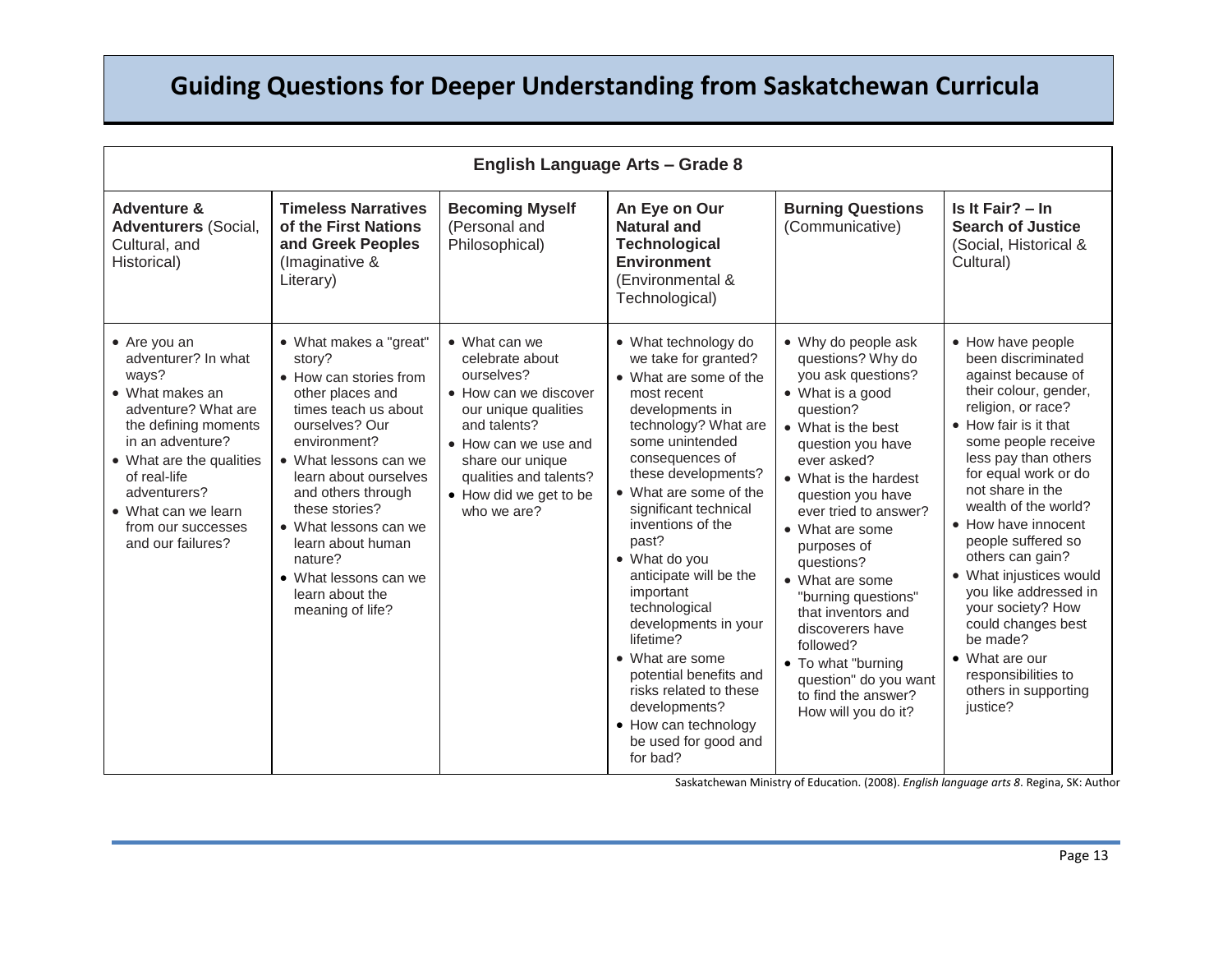# Guiding Questions for Deeper Understanding from Saskatchewan Curricula

| English Language Arts – Grade 8 | | | | | |
|---|---|---|---|---|---|
| **Adventure & Adventurers** (Social, Cultural, and Historical) | **Timeless Narratives of the First Nations and Greek Peoples** (Imaginative & Literary) | **Becoming Myself** (Personal and Philosophical) | **An Eye on Our Natural and Technological Environment** (Environmental & Technological) | **Burning Questions** (Communicative) | **Is It Fair? – In Search of Justice** (Social, Historical & Cultural) |
| • Are you an adventurer? In what ways?<br>• What makes an adventure? What are the defining moments in an adventure?<br>• What are the qualities of real-life adventurers?<br>• What can we learn from our successes and our failures? | • What makes a "great" story?<br>• How can stories from other places and times teach us about ourselves? Our environment?<br>• What lessons can we learn about ourselves and others through these stories?<br>• What lessons can we learn about human nature?<br>• What lessons can we learn about the meaning of life? | • What can we celebrate about ourselves?<br>• How can we discover our unique qualities and talents?<br>• How can we use and share our unique qualities and talents?<br>• How did we get to be who we are? | • What technology do we take for granted?<br>• What are some of the most recent developments in technology? What are some unintended consequences of these developments?<br>• What are some of the significant technical inventions of the past?<br>• What do you anticipate will be the important technological developments in your lifetime?<br>• What are some potential benefits and risks related to these developments?<br>• How can technology be used for good and for bad? | • Why do people ask questions? Why do you ask questions?<br>• What is a good question?<br>• What is the best question you have ever asked?<br>• What is the hardest question you have ever tried to answer?<br>• What are some purposes of questions?<br>• What are some "burning questions" that inventors and discoverers have followed?<br>• To what "burning question" do you want to find the answer? How will you do it? | • How have people been discriminated against because of their colour, gender, religion, or race?<br>• How fair is it that some people receive less pay than others for equal work or do not share in the wealth of the world?<br>• How have innocent people suffered so others can gain?<br>• What injustices would you like addressed in your society? How could changes best be made?<br>• What are our responsibilities to others in supporting justice? |

Saskatchewan Ministry of Education. (2008). *English language arts 8*. Regina, SK: Author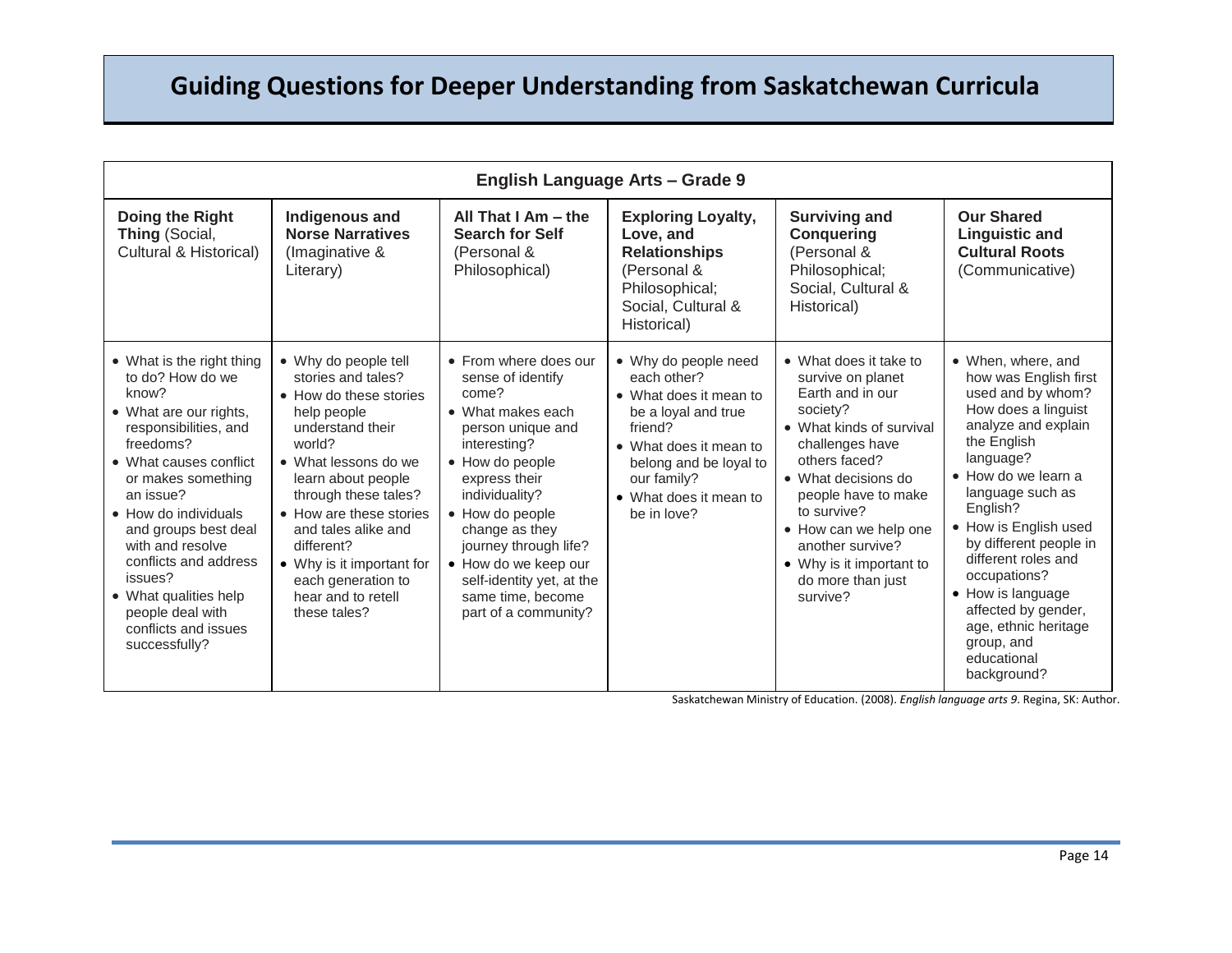# Guiding Questions for Deeper Understanding from Saskatchewan Curricula

| English Language Arts – Grade 9 | | | | | |
|---|---|---|---|---|---|
| **Doing the Right Thing** (Social, Cultural & Historical) | **Indigenous and Norse Narratives** (Imaginative & Literary) | **All That I Am – the Search for Self** (Personal & Philosophical) | **Exploring Loyalty, Love, and Relationships** (Personal & Philosophical; Social, Cultural & Historical) | **Surviving and Conquering** (Personal & Philosophical; Social, Cultural & Historical) | **Our Shared Linguistic and Cultural Roots** (Communicative) |
| • What is the right thing to do? How do we know?<br>• What are our rights, responsibilities, and freedoms?<br>• What causes conflict or makes something an issue?<br>• How do individuals and groups best deal with and resolve conflicts and address issues?<br>• What qualities help people deal with conflicts and issues successfully? | • Why do people tell stories and tales?<br>• How do these stories help people understand their world?<br>• What lessons do we learn about people through these tales?<br>• How are these stories and tales alike and different?<br>• Why is it important for each generation to hear and to retell these tales? | • From where does our sense of identify come?<br>• What makes each person unique and interesting?<br>• How do people express their individuality?<br>• How do people change as they journey through life?<br>• How do we keep our self-identity yet, at the same time, become part of a community? | • Why do people need each other?<br>• What does it mean to be a loyal and true friend?<br>• What does it mean to belong and be loyal to our family?<br>• What does it mean to be in love? | • What does it take to survive on planet Earth and in our society?<br>• What kinds of survival challenges have others faced?<br>• What decisions do people have to make to survive?<br>• How can we help one another survive?<br>• Why is it important to do more than just survive? | • When, where, and how was English first used and by whom? How does a linguist analyze and explain the English language?<br>• How do we learn a language such as English?<br>• How is English used by different people in different roles and occupations?<br>• How is language affected by gender, age, ethnic heritage group, and educational background? |

Saskatchewan Ministry of Education. (2008). *English language arts 9*. Regina, SK: Author.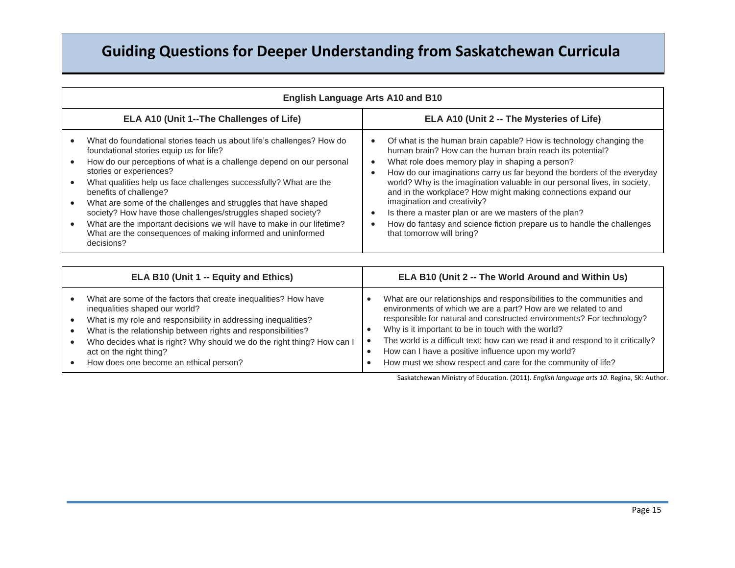# Guiding Questions for Deeper Understanding from Saskatchewan Curricula

| English Language Arts A10 and B10 | |
|---|---|
| **ELA A10 (Unit 1--The Challenges of Life)** | **ELA A10 (Unit 2 -- The Mysteries of Life)** |
| • What do foundational stories teach us about life's challenges? How do foundational stories equip us for life?<br>• How do our perceptions of what is a challenge depend on our personal stories or experiences?<br>• What qualities help us face challenges successfully? What are the benefits of challenge?<br>• What are some of the challenges and struggles that have shaped society? How have those challenges/struggles shaped society?<br>• What are the important decisions we will have to make in our lifetime? What are the consequences of making informed and uninformed decisions? | • Of what is the human brain capable? How is technology changing the human brain? How can the human brain reach its potential?<br>• What role does memory play in shaping a person?<br>• How do our imaginations carry us far beyond the borders of the everyday world? Why is the imagination valuable in our personal lives, in society, and in the workplace? How might making connections expand our imagination and creativity?<br>• Is there a master plan or are we masters of the plan?<br>• How do fantasy and science fiction prepare us to handle the challenges that tomorrow will bring? |

| ELA B10 (Unit 1 -- Equity and Ethics) | ELA B10 (Unit 2 -- The World Around and Within Us) |
|---|---|
| • What are some of the factors that create inequalities? How have inequalities shaped our world?<br>• What is my role and responsibility in addressing inequalities?<br>• What is the relationship between rights and responsibilities?<br>• Who decides what is right? Why should we do the right thing? How can I act on the right thing?<br>• How does one become an ethical person? | • What are our relationships and responsibilities to the communities and environments of which we are a part? How are we related to and responsible for natural and constructed environments? For technology?<br>• Why is it important to be in touch with the world?<br>• The world is a difficult text: how can we read it and respond to it critically?<br>• How can I have a positive influence upon my world?<br>• How must we show respect and care for the community of life? |

Saskatchewan Ministry of Education. (2011). *English language arts 10*. Regina, SK: Author.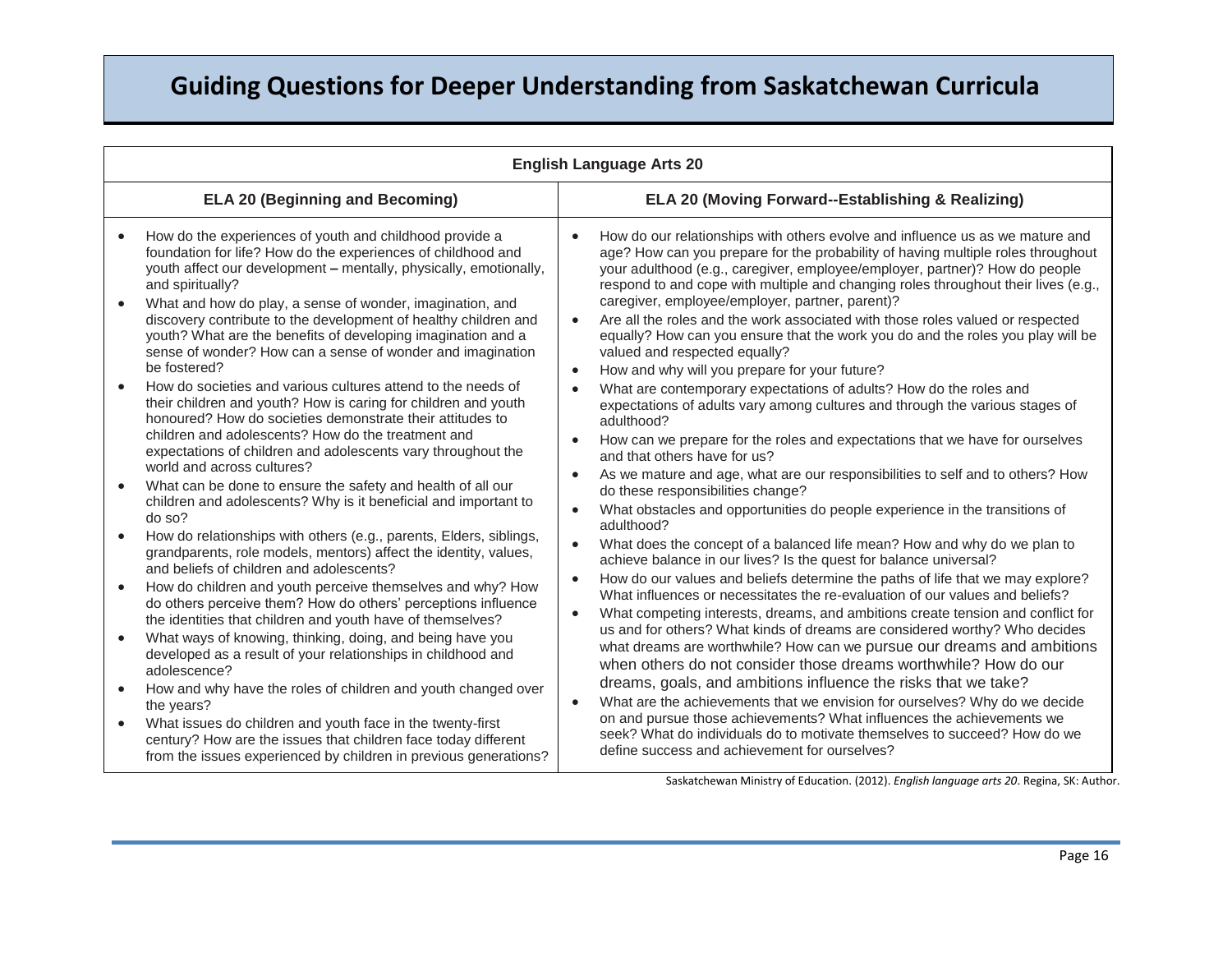# Guiding Questions for Deeper Understanding from Saskatchewan Curricula

| English Language Arts 20 | |
|---|---|
| **ELA 20 (Beginning and Becoming)** | **ELA 20 (Moving Forward--Establishing & Realizing)** |
| • How do the experiences of youth and childhood provide a foundation for life? How do the experiences of childhood and youth affect our development – mentally, physically, emotionally, and spiritually?<br>• What and how do play, a sense of wonder, imagination, and discovery contribute to the development of healthy children and youth? What are the benefits of developing imagination and a sense of wonder? How can a sense of wonder and imagination be fostered?<br>• How do societies and various cultures attend to the needs of their children and youth? How is caring for children and youth honoured? How do societies demonstrate their attitudes to children and adolescents? How do the treatment and expectations of children and adolescents vary throughout the world and across cultures?<br>• What can be done to ensure the safety and health of all our children and adolescents? Why is it beneficial and important to do so?<br>• How do relationships with others (e.g., parents, Elders, siblings, grandparents, role models, mentors) affect the identity, values, and beliefs of children and adolescents?<br>• How do children and youth perceive themselves and why? How do others perceive them? How do others' perceptions influence the identities that children and youth have of themselves?<br>• What ways of knowing, thinking, doing, and being have you developed as a result of your relationships in childhood and adolescence?<br>• How and why have the roles of children and youth changed over the years?<br>• What issues do children and youth face in the twenty-first century? How are the issues that children face today different from the issues experienced by children in previous generations? | • How do our relationships with others evolve and influence us as we mature and age? How can you prepare for the probability of having multiple roles throughout your adulthood (e.g., caregiver, employee/employer, partner)? How do people respond to and cope with multiple and changing roles throughout their lives (e.g., caregiver, employee/employer, partner, parent)?<br>• Are all the roles and the work associated with those roles valued or respected equally? How can you ensure that the work you do and the roles you play will be valued and respected equally?<br>• How and why will you prepare for your future?<br>• What are contemporary expectations of adults? How do the roles and expectations of adults vary among cultures and through the various stages of adulthood?<br>• How can we prepare for the roles and expectations that we have for ourselves and that others have for us?<br>• As we mature and age, what are our responsibilities to self and to others? How do these responsibilities change?<br>• What obstacles and opportunities do people experience in the transitions of adulthood?<br>• What does the concept of a balanced life mean? How and why do we plan to achieve balance in our lives? Is the quest for balance universal?<br>• How do our values and beliefs determine the paths of life that we may explore? What influences or necessitates the re-evaluation of our values and beliefs?<br>• What competing interests, dreams, and ambitions create tension and conflict for us and for others? What kinds of dreams are considered worthy? Who decides what dreams are worthwhile? How can we pursue our dreams and ambitions when others do not consider those dreams worthwhile? How do our dreams, goals, and ambitions influence the risks that we take?<br>• What are the achievements that we envision for ourselves? Why do we decide on and pursue those achievements? What influences the achievements we seek? What do individuals do to motivate themselves to succeed? How do we define success and achievement for ourselves? |

Saskatchewan Ministry of Education. (2012). *English language arts 20*. Regina, SK: Author.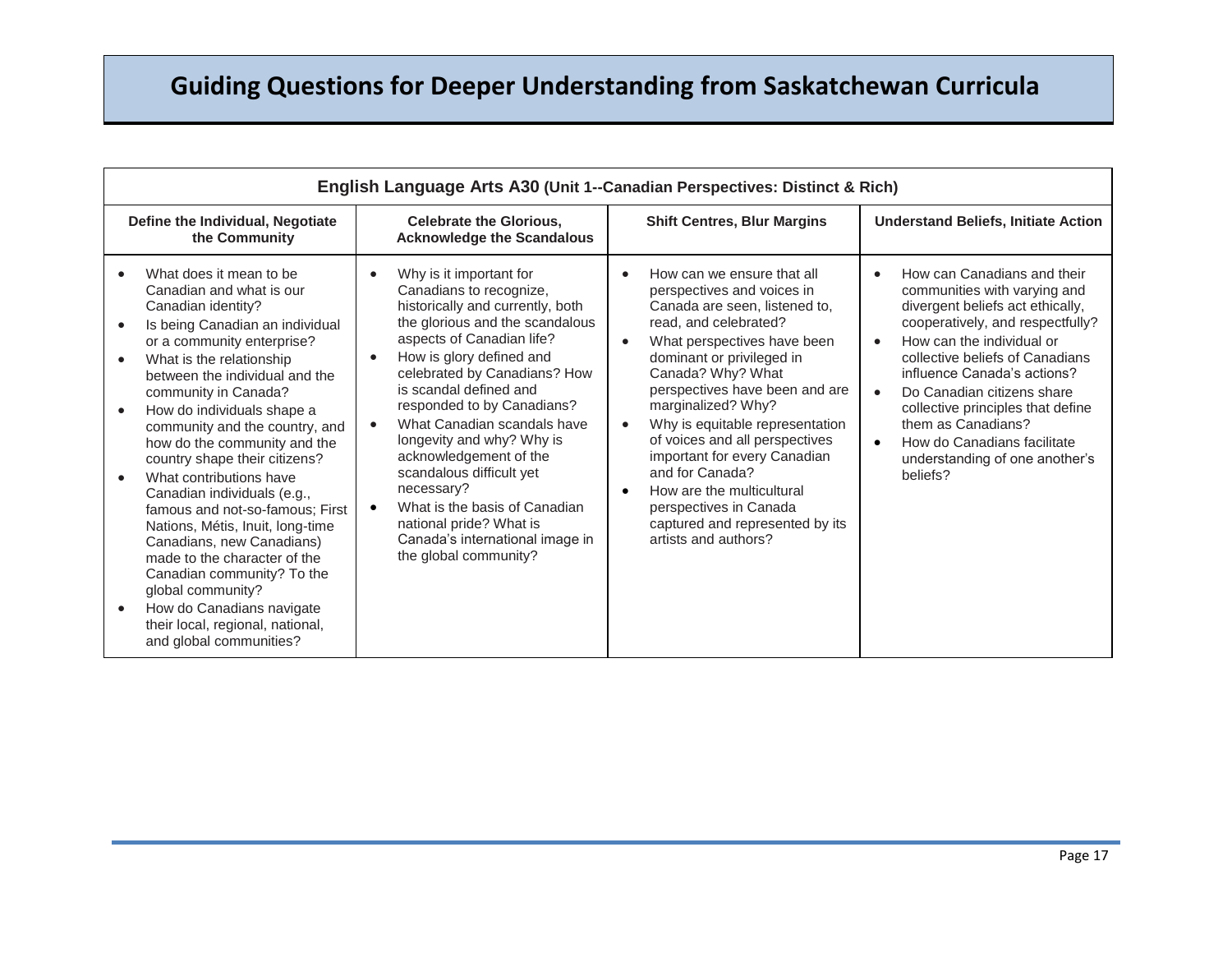# Guiding Questions for Deeper Understanding from Saskatchewan Curricula

| English Language Arts A30 (Unit 1--Canadian Perspectives: Distinct & Rich) | | | |
|---|---|---|---|
| **Define the Individual, Negotiate the Community** | **Celebrate the Glorious, Acknowledge the Scandalous** | **Shift Centres, Blur Margins** | **Understand Beliefs, Initiate Action** |
| • What does it mean to be Canadian and what is our Canadian identity?<br>• Is being Canadian an individual or a community enterprise?<br>• What is the relationship between the individual and the community in Canada?<br>• How do individuals shape a community and the country, and how do the community and the country shape their citizens?<br>• What contributions have Canadian individuals (e.g., famous and not-so-famous; First Nations, Métis, Inuit, long-time Canadians, new Canadians) made to the character of the Canadian community? To the global community?<br>• How do Canadians navigate their local, regional, national, and global communities? | • Why is it important for Canadians to recognize, historically and currently, both the glorious and the scandalous aspects of Canadian life?<br>• How is glory defined and celebrated by Canadians? How is scandal defined and responded to by Canadians?<br>• What Canadian scandals have longevity and why? Why is acknowledgement of the scandalous difficult yet necessary?<br>• What is the basis of Canadian national pride? What is Canada's international image in the global community? | • How can we ensure that all perspectives and voices in Canada are seen, listened to, read, and celebrated?<br>• What perspectives have been dominant or privileged in Canada? Why? What perspectives have been and are marginalized? Why?<br>• Why is equitable representation of voices and all perspectives important for every Canadian and for Canada?<br>• How are the multicultural perspectives in Canada captured and represented by its artists and authors? | • How can Canadians and their communities with varying and divergent beliefs act ethically, cooperatively, and respectfully?<br>• How can the individual or collective beliefs of Canadians influence Canada's actions?<br>• Do Canadian citizens share collective principles that define them as Canadians?<br>• How do Canadians facilitate understanding of one another's beliefs? |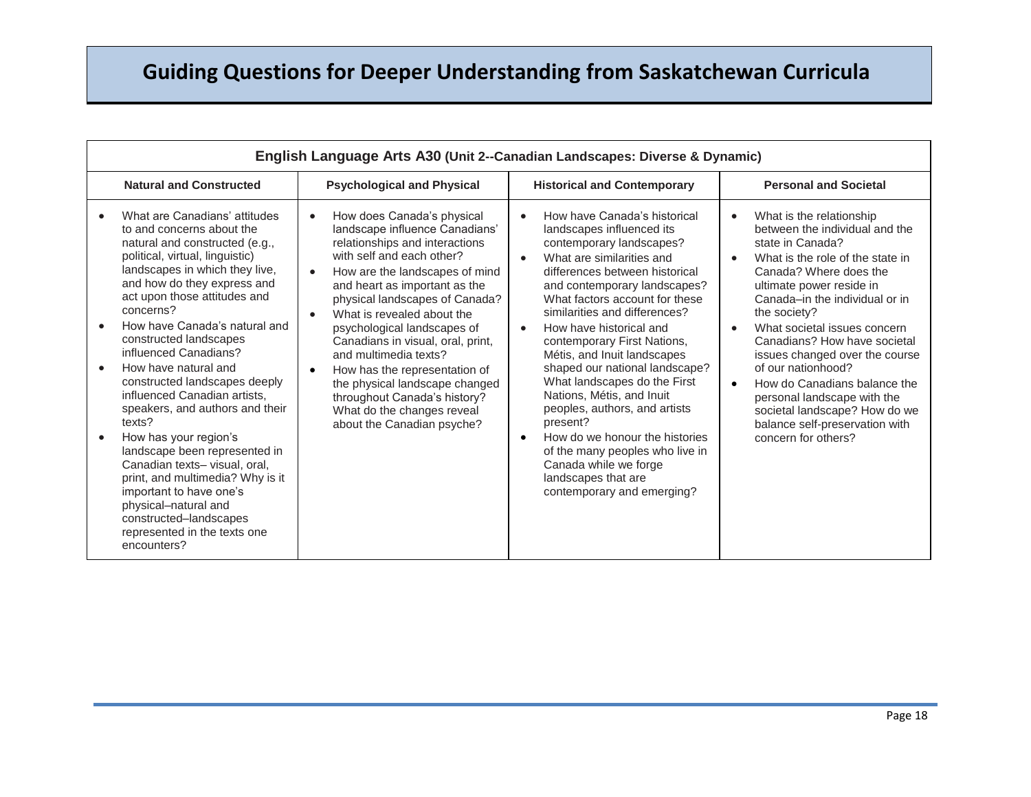# Guiding Questions for Deeper Understanding from Saskatchewan Curricula

| English Language Arts A30 (Unit 2--Canadian Landscapes: Diverse & Dynamic) | | | |
|---|---|---|---|
| **Natural and Constructed** | **Psychological and Physical** | **Historical and Contemporary** | **Personal and Societal** |
| • What are Canadians' attitudes to and concerns about the natural and constructed (e.g., political, virtual, linguistic) landscapes in which they live, and how do they express and act upon those attitudes and concerns?<br>• How have Canada's natural and constructed landscapes influenced Canadians?<br>• How have natural and constructed landscapes deeply influenced Canadian artists, speakers, and authors and their texts?<br>• How has your region's landscape been represented in Canadian texts– visual, oral, print, and multimedia? Why is it important to have one's physical–natural and constructed–landscapes represented in the texts one encounters? | • How does Canada's physical landscape influence Canadians' relationships and interactions with self and each other?<br>• How are the landscapes of mind and heart as important as the physical landscapes of Canada?<br>• What is revealed about the psychological landscapes of Canadians in visual, oral, print, and multimedia texts?<br>• How has the representation of the physical landscape changed throughout Canada's history? What do the changes reveal about the Canadian psyche? | • How have Canada's historical landscapes influenced its contemporary landscapes?<br>• What are similarities and differences between historical and contemporary landscapes? What factors account for these similarities and differences?<br>• How have historical and contemporary First Nations, Métis, and Inuit landscapes shaped our national landscape? What landscapes do the First Nations, Métis, and Inuit peoples, authors, and artists present?<br>• How do we honour the histories of the many peoples who live in Canada while we forge landscapes that are contemporary and emerging? | • What is the relationship between the individual and the state in Canada?<br>• What is the role of the state in Canada? Where does the ultimate power reside in Canada–in the individual or in the society?<br>• What societal issues concern Canadians? How have societal issues changed over the course of our nationhood?<br>• How do Canadians balance the personal landscape with the societal landscape? How do we balance self-preservation with concern for others? |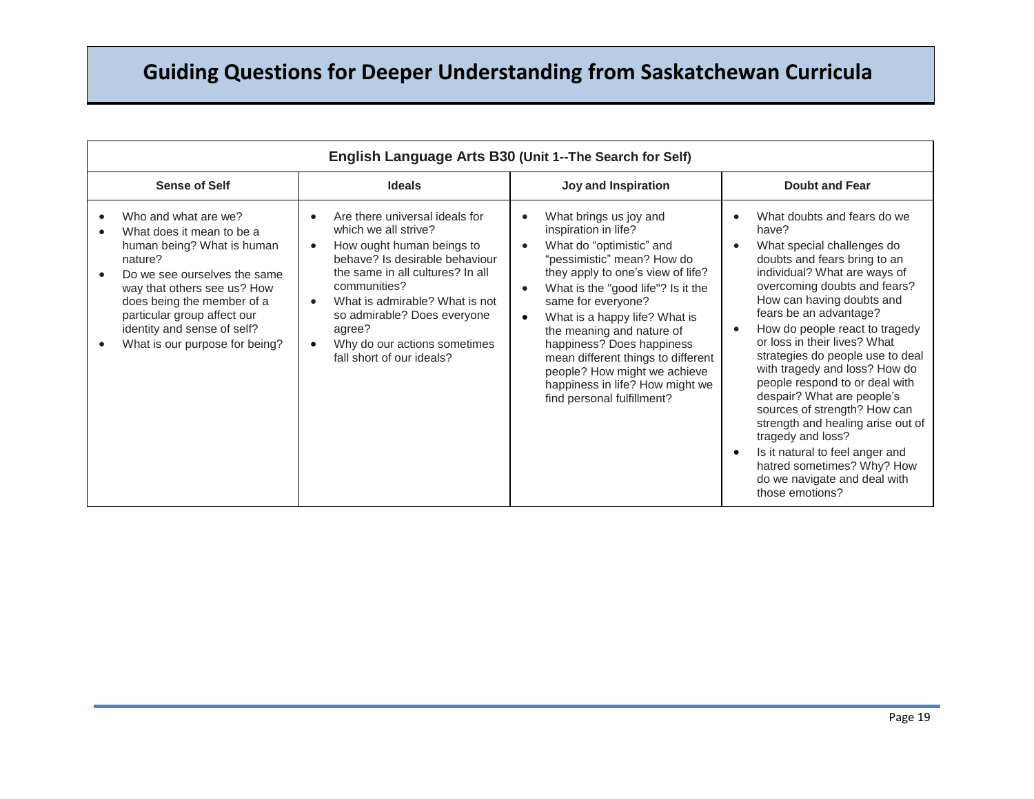# Guiding Questions for Deeper Understanding from Saskatchewan Curricula

| English Language Arts B30 (Unit 1--The Search for Self) | | | |
|---|---|---|---|
| **Sense of Self** | **Ideals** | **Joy and Inspiration** | **Doubt and Fear** |
| • Who and what are we?<br>• What does it mean to be a human being? What is human nature?<br>• Do we see ourselves the same way that others see us? How does being the member of a particular group affect our identity and sense of self?<br>• What is our purpose for being? | • Are there universal ideals for which we all strive?<br>• How ought human beings to behave? Is desirable behaviour the same in all cultures? In all communities?<br>• What is admirable? What is not so admirable? Does everyone agree?<br>• Why do our actions sometimes fall short of our ideals? | • What brings us joy and inspiration in life?<br>• What do "optimistic" and "pessimistic" mean? How do they apply to one's view of life?<br>• What is the "good life"? Is it the same for everyone?<br>• What is a happy life? What is the meaning and nature of happiness? Does happiness mean different things to different people? How might we achieve happiness in life? How might we find personal fulfillment? | • What doubts and fears do we have?<br>• What special challenges do doubts and fears bring to an individual? What are ways of overcoming doubts and fears? How can having doubts and fears be an advantage?<br>• How do people react to tragedy or loss in their lives? What strategies do people use to deal with tragedy and loss? How do people respond to or deal with despair? What are people's sources of strength? How can strength and healing arise out of tragedy and loss?<br>• Is it natural to feel anger and hatred sometimes? Why? How do we navigate and deal with those emotions? |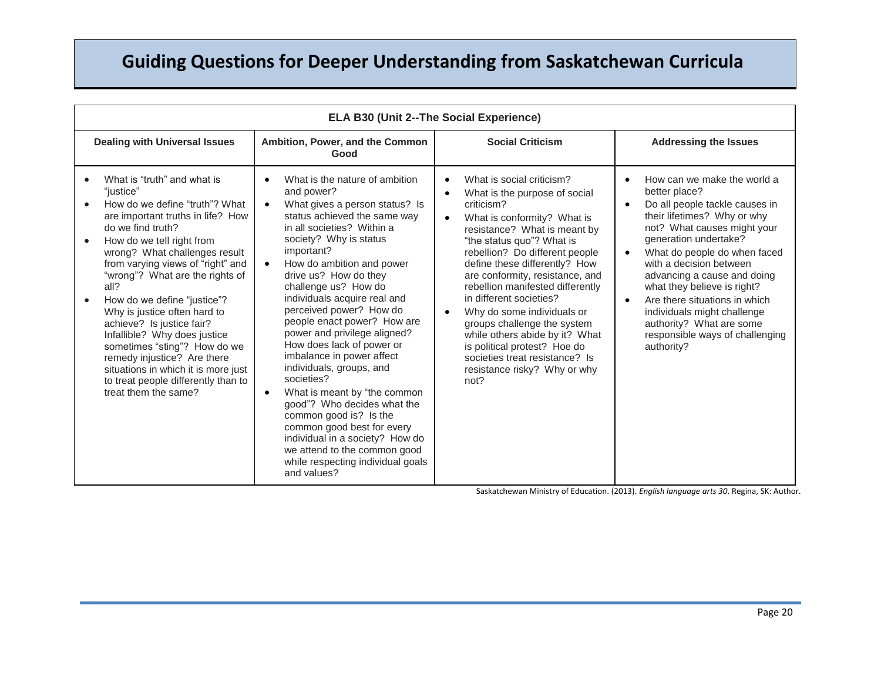# Guiding Questions for Deeper Understanding from Saskatchewan Curricula

| ELA B30 (Unit 2--The Social Experience) | | | |
|---|---|---|---|
| **Dealing with Universal Issues** | **Ambition, Power, and the Common Good** | **Social Criticism** | **Addressing the Issues** |
| • What is "truth" and what is "justice"<br>• How do we define "truth"? What are important truths in life? How do we find truth?<br>• How do we tell right from wrong? What challenges result from varying views of "right" and "wrong"? What are the rights of all?<br>• How do we define "justice"? Why is justice often hard to achieve? Is justice fair? Infallible? Why does justice sometimes "sting"? How do we remedy injustice? Are there situations in which it is more just to treat people differently than to treat them the same? | • What is the nature of ambition and power?<br>• What gives a person status? Is status achieved the same way in all societies? Within a society? Why is status important?<br>• How do ambition and power drive us? How do they challenge us? How do individuals acquire real and perceived power? How do people enact power? How are power and privilege aligned? How does lack of power or imbalance in power affect individuals, groups, and societies?<br>• What is meant by "the common good"? Who decides what the common good is? Is the common good best for every individual in a society? How do we attend to the common good while respecting individual goals and values? | • What is social criticism?<br>• What is the purpose of social criticism?<br>• What is conformity? What is resistance? What is meant by "the status quo"? What is rebellion? Do different people define these differently? How are conformity, resistance, and rebellion manifested differently in different societies?<br>• Why do some individuals or groups challenge the system while others abide by it? What is political protest? Hoe do societies treat resistance? Is resistance risky? Why or why not? | • How can we make the world a better place?<br>• Do all people tackle causes in their lifetimes? Why or why not? What causes might your generation undertake?<br>• What do people do when faced with a decision between advancing a cause and doing what they believe is right?<br>• Are there situations in which individuals might challenge authority? What are some responsible ways of challenging authority? |

Saskatchewan Ministry of Education. (2013). *English language arts 30*. Regina, SK: Author.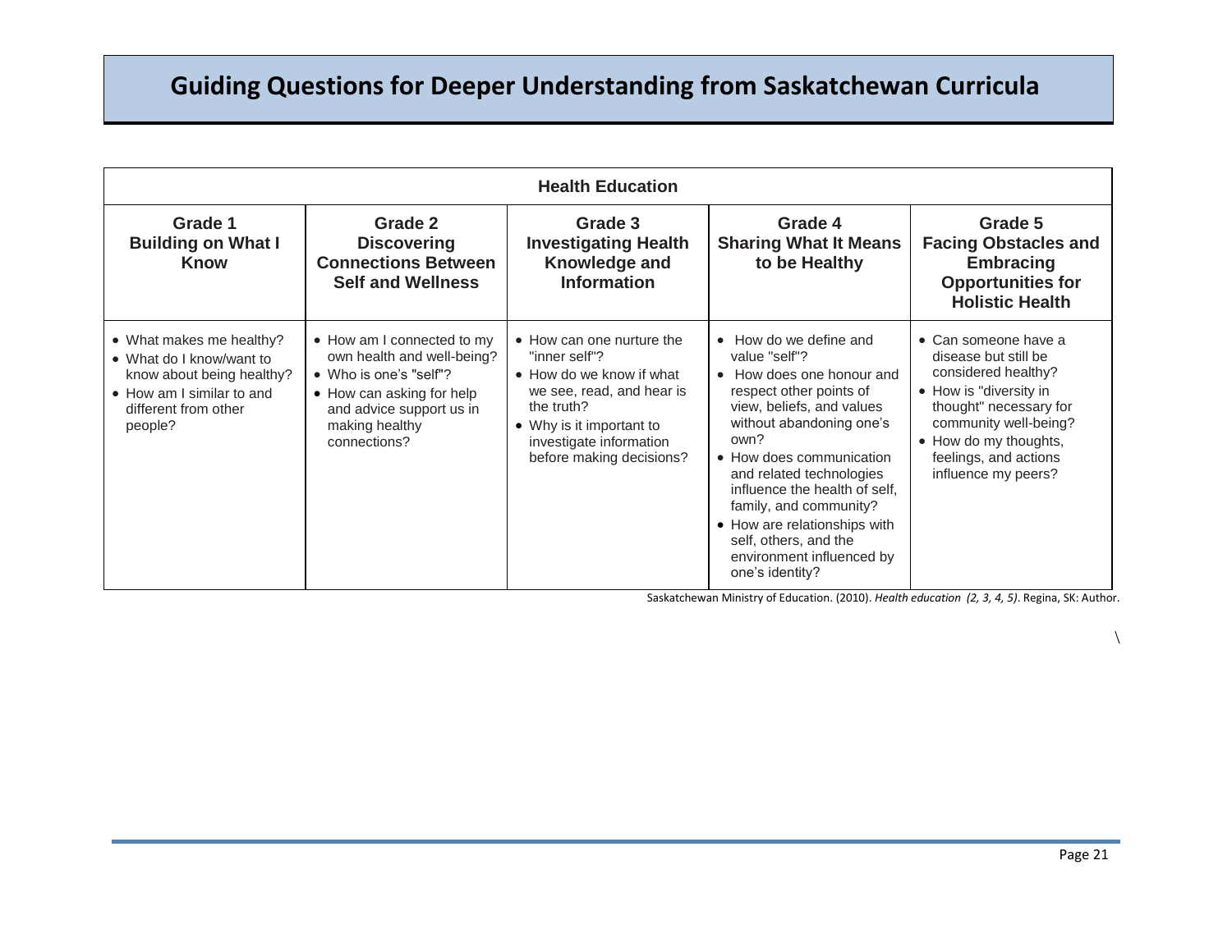# Guiding Questions for Deeper Understanding from Saskatchewan Curricula

| Health Education | | | | |
|---|---|---|---|---|
| **Grade 1**<br>**Building on What I Know** | **Grade 2**<br>**Discovering Connections Between Self and Wellness** | **Grade 3**<br>**Investigating Health Knowledge and Information** | **Grade 4**<br>**Sharing What It Means to be Healthy** | **Grade 5**<br>**Facing Obstacles and Embracing Opportunities for Holistic Health** |
| • What makes me healthy?<br>• What do I know/want to know about being healthy?<br>• How am I similar to and different from other people? | • How am I connected to my own health and well-being?<br>• Who is one's "self"?<br>• How can asking for help and advice support us in making healthy connections? | • How can one nurture the "inner self"?<br>• How do we know if what we see, read, and hear is the truth?<br>• Why is it important to investigate information before making decisions? | • How do we define and value "self"?<br>• How does one honour and respect other points of view, beliefs, and values without abandoning one's own?<br>• How does communication and related technologies influence the health of self, family, and community?<br>• How are relationships with self, others, and the environment influenced by one's identity? | • Can someone have a disease but still be considered healthy?<br>• How is "diversity in thought" necessary for community well-being?<br>• How do my thoughts, feelings, and actions influence my peers? |

Saskatchewan Ministry of Education. (2010). *Health education (2, 3, 4, 5)*. Regina, SK: Author.

\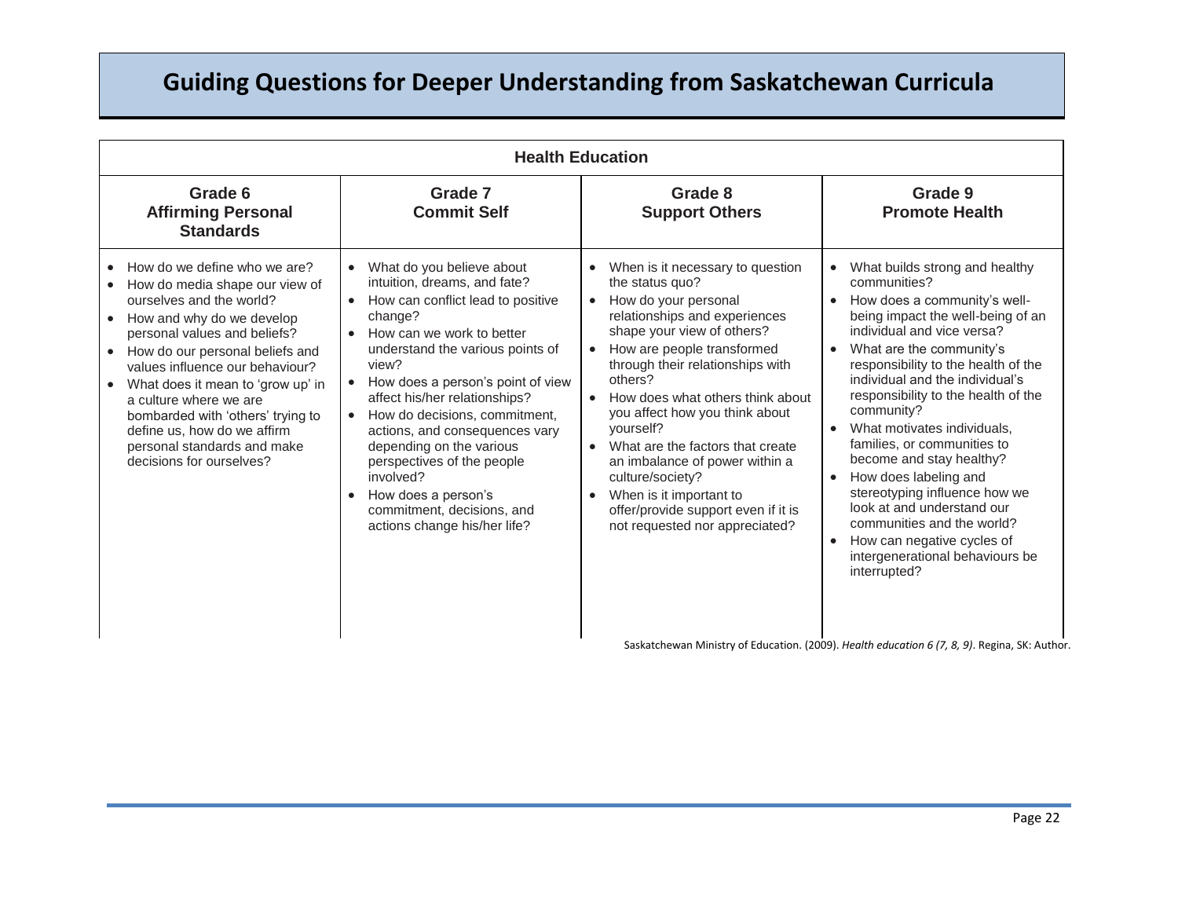# Guiding Questions for Deeper Understanding from Saskatchewan Curricula

| Health Education | | | |
|---|---|---|---|
| **Grade 6**<br>**Affirming Personal Standards** | **Grade 7**<br>**Commit Self** | **Grade 8**<br>**Support Others** | **Grade 9**<br>**Promote Health** |
| • How do we define who we are?<br>• How do media shape our view of ourselves and the world?<br>• How and why do we develop personal values and beliefs?<br>• How do our personal beliefs and values influence our behaviour?<br>• What does it mean to 'grow up' in a culture where we are bombarded with 'others' trying to define us, how do we affirm personal standards and make decisions for ourselves? | • What do you believe about intuition, dreams, and fate?<br>• How can conflict lead to positive change?<br>• How can we work to better understand the various points of view?<br>• How does a person's point of view affect his/her relationships?<br>• How do decisions, commitment, actions, and consequences vary depending on the various perspectives of the people involved?<br>• How does a person's commitment, decisions, and actions change his/her life? | • When is it necessary to question the status quo?<br>• How do your personal relationships and experiences shape your view of others?<br>• How are people transformed through their relationships with others?<br>• How does what others think about you affect how you think about yourself?<br>• What are the factors that create an imbalance of power within a culture/society?<br>• When is it important to offer/provide support even if it is not requested nor appreciated? | • What builds strong and healthy communities?<br>• How does a community's well-being impact the well-being of an individual and vice versa?<br>• What are the community's responsibility to the health of the individual and the individual's responsibility to the health of the community?<br>• What motivates individuals, families, or communities to become and stay healthy?<br>• How does labeling and stereotyping influence how we look at and understand our communities and the world?<br>• How can negative cycles of intergenerational behaviours be interrupted? |

Saskatchewan Ministry of Education. (2009). *Health education 6 (7, 8, 9)*. Regina, SK: Author.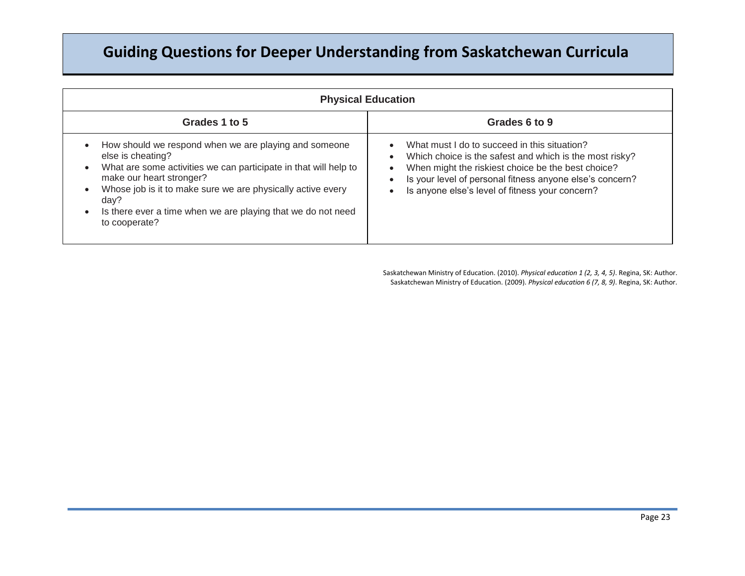# Guiding Questions for Deeper Understanding from Saskatchewan Curricula

| Physical Education | |
|---|---|
| **Grades 1 to 5** | **Grades 6 to 9** |
| • How should we respond when we are playing and someone else is cheating?<br>• What are some activities we can participate in that will help to make our heart stronger?<br>• Whose job is it to make sure we are physically active every day?<br>• Is there ever a time when we are playing that we do not need to cooperate? | • What must I do to succeed in this situation?<br>• Which choice is the safest and which is the most risky?<br>• When might the riskiest choice be the best choice?<br>• Is your level of personal fitness anyone else's concern?<br>• Is anyone else's level of fitness your concern? |

Saskatchewan Ministry of Education. (2010). *Physical education 1 (2, 3, 4, 5)*. Regina, SK: Author.
Saskatchewan Ministry of Education. (2009). *Physical education 6 (7, 8, 9)*. Regina, SK: Author.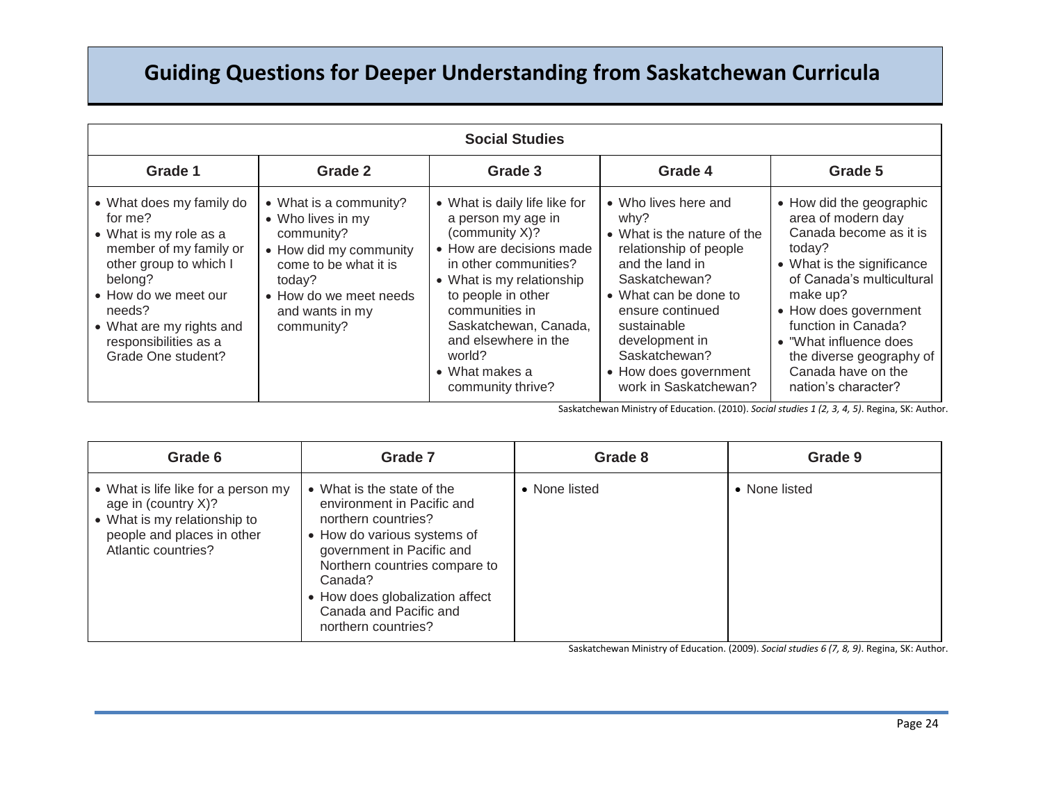# Guiding Questions for Deeper Understanding from Saskatchewan Curricula

| Social Studies | | | | |
|---|---|---|---|---|
| **Grade 1** | **Grade 2** | **Grade 3** | **Grade 4** | **Grade 5** |
| • What does my family do for me?<br>• What is my role as a member of my family or other group to which I belong?<br>• How do we meet our needs?<br>• What are my rights and responsibilities as a Grade One student? | • What is a community?<br>• Who lives in my community?<br>• How did my community come to be what it is today?<br>• How do we meet needs and wants in my community? | • What is daily life like for a person my age in (community X)?<br>• How are decisions made in other communities?<br>• What is my relationship to people in other communities in Saskatchewan, Canada, and elsewhere in the world?<br>• What makes a community thrive? | • Who lives here and why?<br>• What is the nature of the relationship of people and the land in Saskatchewan?<br>• What can be done to ensure continued sustainable development in Saskatchewan?<br>• How does government work in Saskatchewan? | • How did the geographic area of modern day Canada become as it is today?<br>• What is the significance of Canada's multicultural make up?<br>• How does government function in Canada?<br>• "What influence does the diverse geography of Canada have on the nation's character? |

Saskatchewan Ministry of Education. (2010). *Social studies 1 (2, 3, 4, 5)*. Regina, SK: Author.

| Grade 6 | Grade 7 | Grade 8 | Grade 9 |
|---|---|---|---|
| • What is life like for a person my age in (country X)?<br>• What is my relationship to people and places in other Atlantic countries? | • What is the state of the environment in Pacific and northern countries?<br>• How do various systems of government in Pacific and Northern countries compare to Canada?<br>• How does globalization affect Canada and Pacific and northern countries? | • None listed | • None listed |

Saskatchewan Ministry of Education. (2009). *Social studies 6 (7, 8, 9)*. Regina, SK: Author.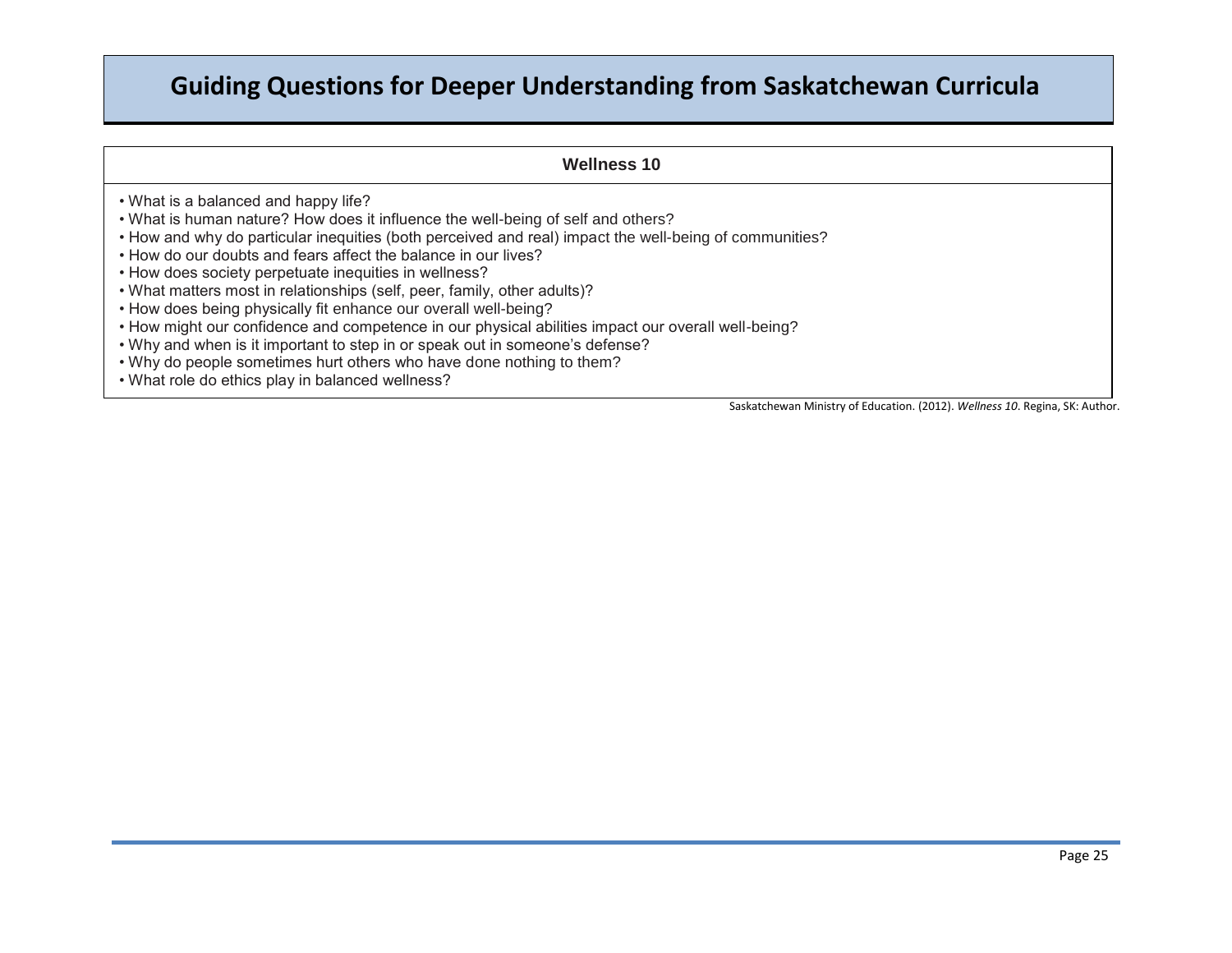# Guiding Questions for Deeper Understanding from Saskatchewan Curricula

## Wellness 10

- What is a balanced and happy life?
- What is human nature? How does it influence the well-being of self and others?
- How and why do particular inequities (both perceived and real) impact the well-being of communities?
- How do our doubts and fears affect the balance in our lives?
- How does society perpetuate inequities in wellness?
- What matters most in relationships (self, peer, family, other adults)?
- How does being physically fit enhance our overall well-being?
- How might our confidence and competence in our physical abilities impact our overall well-being?
- Why and when is it important to step in or speak out in someone's defense?
- Why do people sometimes hurt others who have done nothing to them?
- What role do ethics play in balanced wellness?

Saskatchewan Ministry of Education. (2012). *Wellness 10*. Regina, SK: Author.